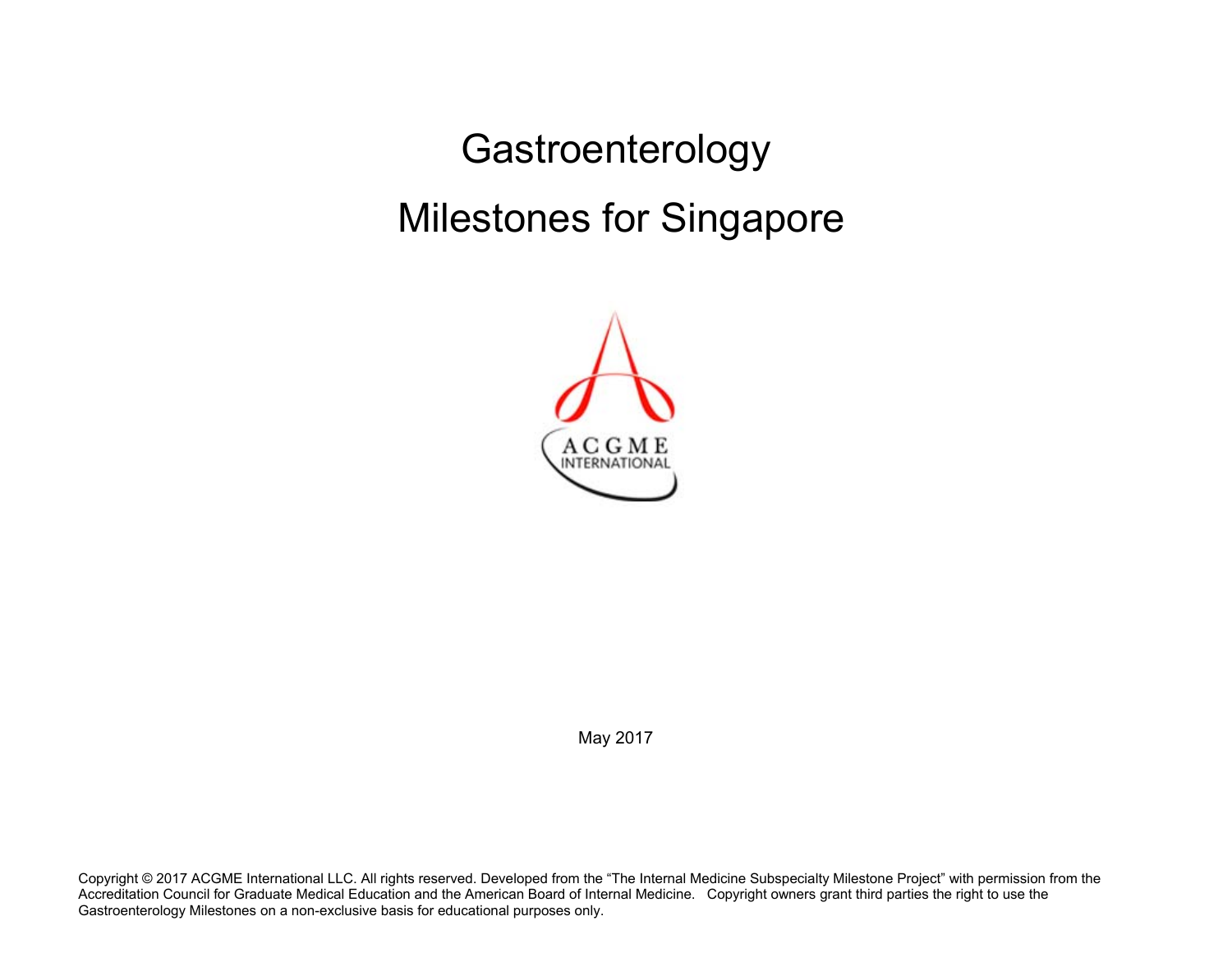# Gastroenterology

# Milestones for Singapore

May 2017

Copyright © 2017 ACGME International LLC. All rights reserved. Developed from the "The Internal Medicine Subspecialty Milestone Project" with permission from the Accreditation Council for Graduate Medical Education and the American Board of Internal Medicine. Copyright owners grant third parties the right to use the Gastroenterology Milestones on a non-exclusive basis for educational purposes only.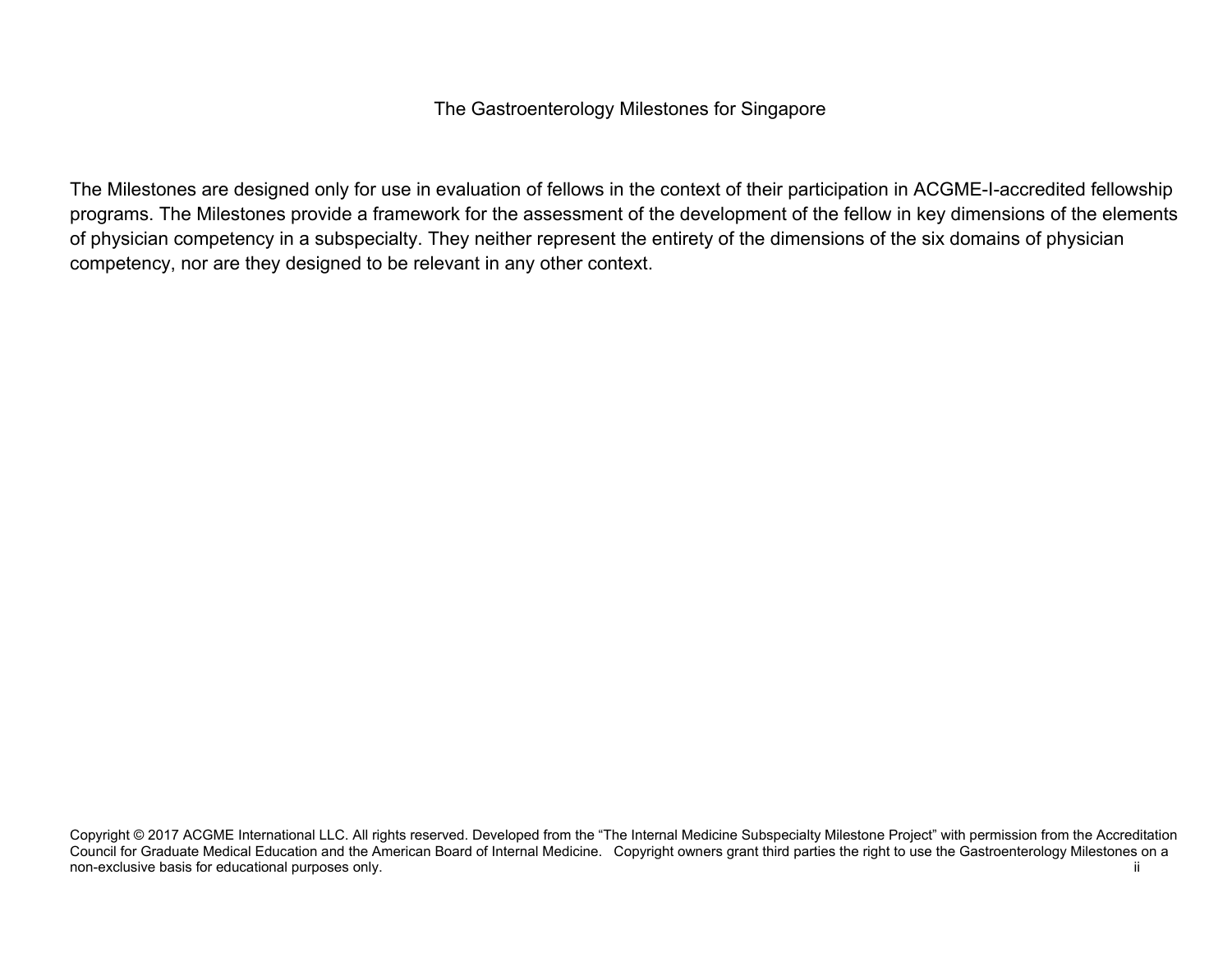The Gastroenterology Milestones for Singapore

The Milestones are designed only for use in evaluation of fellows in the context of their participation in ACGME-I-accredited fellowship programs. The Milestones provide a framework for the assessment of the development of the fellow in key dimensions of the elements of physician competency in a subspecialty. They neither represent the entirety of the dimensions of the six domains of physician competency, nor are they designed to be relevant in any other context.

Copyright © 2017 ACGME International LLC. All rights reserved. Developed from the "The Internal Medicine Subspecialty Milestone Project" with permission from the Accreditation Council for Graduate Medical Education and the American Board of Internal Medicine. Copyright owners grant third parties the right to use the Gastroenterology Milestones on a non-exclusive basis for educational purposes only.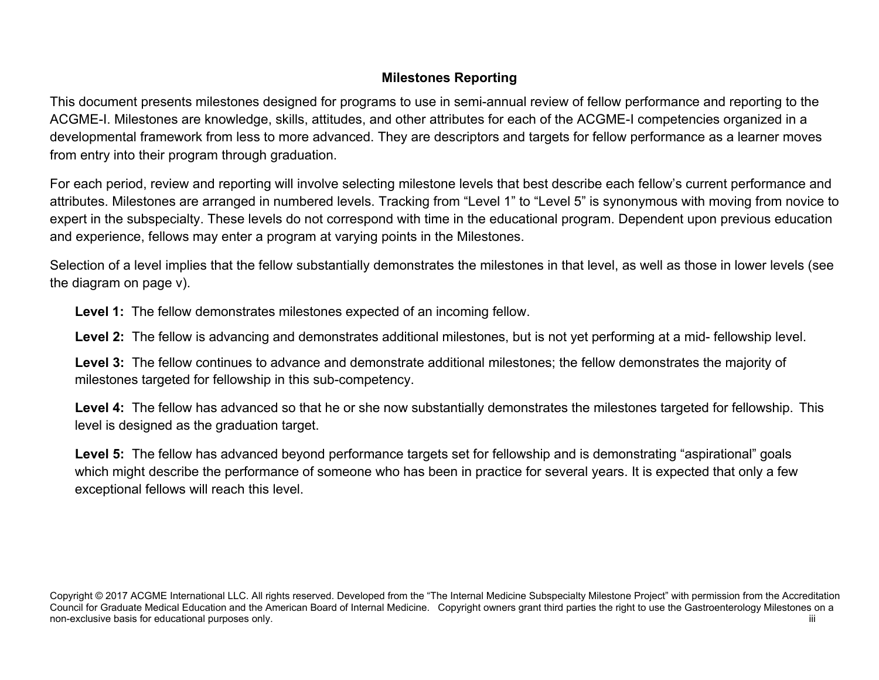## Milestones Reporting

This document presents milestones designed for programs to use in semi-annual review of fellow performance and reporting to the ACGME-I. Milestones are knowledge, skills, attitudes, and other attributes for each of the ACGME-I competencies organized in a developmental framework from less to more advanced. They are descriptors and targets for fellow performance as a learner moves from entry into their program through graduation.

For each period, review and reporting will involve selecting milestone levels that best describe each fellow's current performance and attributes. Milestones are arranged in numbered levels. Tracking from "Level 1" to "Level 5" is synonymous with moving from novice to expert in the subspecialty. These levels do not correspond with time in the educational program. Dependent upon previous education and experience, fellows may enter a program at varying points in the Milestones.

Selection of a level implies that the fellow substantially demonstrates the milestones in that level, as well as those in lower levels (see the diagram on page v).

**Level 1:** The fellow demonstrates milestones expected of an incoming fellow.

**Level 2:** The fellow is advancing and demonstrates additional milestones, but is not yet performing at a mid- fellowship level.

**Level 3:** The fellow continues to advance and demonstrate additional milestones; the fellow demonstrates the majority of milestones targeted for fellowship in this sub-competency.

**Level 4:** The fellow has advanced so that he or she now substantially demonstrates the milestones targeted for fellowship. This level is designed as the graduation target.

**Level 5:** The fellow has advanced beyond performance targets set for fellowship and is demonstrating "aspirational" goals which might describe the performance of someone who has been in practice for several years. It is expected that only a few exceptional fellows will reach this level.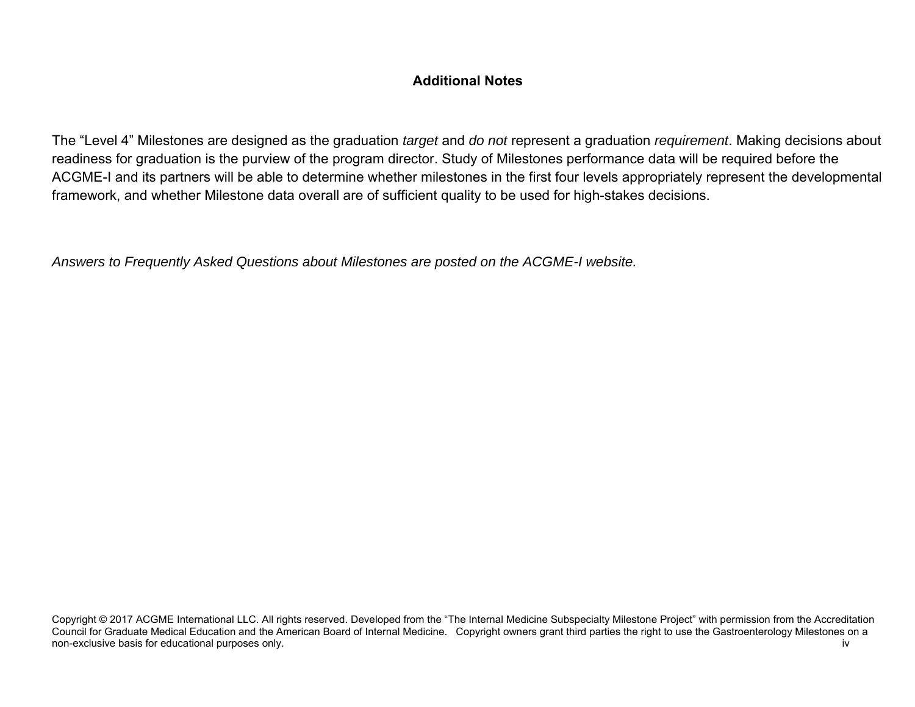## Additional Notes

The “Level 4” Milestones are designed as the graduation *target* and *do not* represent a graduation *requirement*. Making decisions about readiness for graduation is the purview of the program director. Study of Milestones performance data will be required before the ACGME-I and its partners will be able to determine whether milestones in the first four levels appropriately represent the developmental framework, and whether Milestone data overall are of sufficient quality to be used for high-stakes decisions.

*Answers to Frequently Asked Questions about Milestones are posted on the ACGME-I website.*

Copyright © 2017 ACGME International LLC. All rights reserved. Developed from the “The Internal Medicine Subspecialty Milestone Project” with permission from the Accreditation Council for Graduate Medical Education and the American Board of Internal Medicine. Copyright owners grant third parties the right to use the Gastroenterology Milestones on a non-exclusive basis for educational purposes only.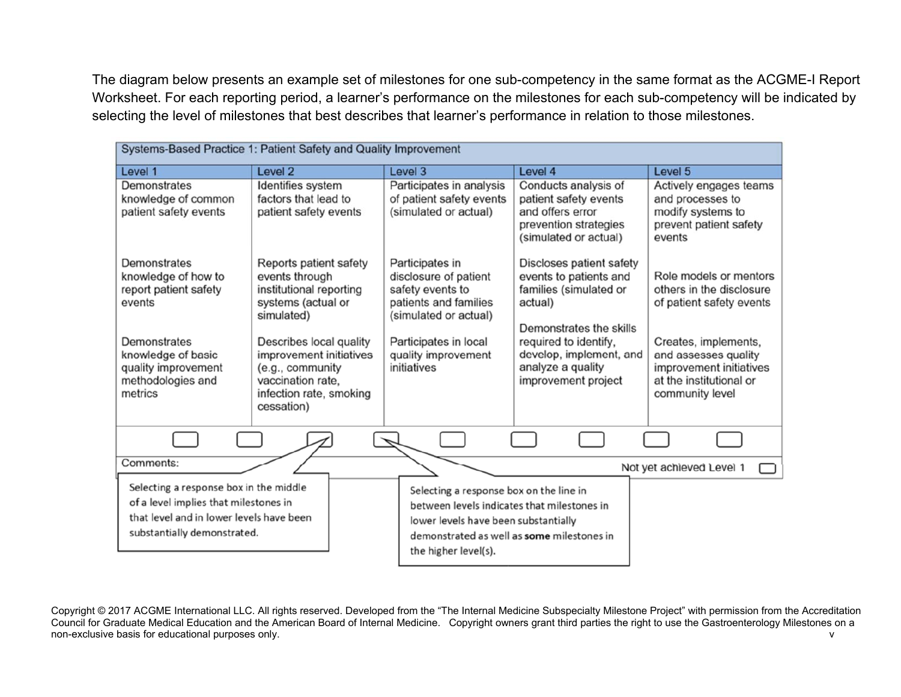The diagram below presents an example set of milestones for one sub-competency in the same format as the ACGME-I Report Worksheet. For each reporting period, a learner's performance on the milestones for each sub-competency will be indicated by selecting the level of milestones that best describes that learner's performance in relation to those milestones.

| Systems-Based Practice 1: Patient Safety and Quality Improvement | | | | |
|---|---|---|---|---|
| **Level 1** | **Level 2** | **Level 3** | **Level 4** | **Level 5** |
| Demonstrates knowledge of common patient safety events | Identifies system factors that lead to patient safety events | Participates in analysis of patient safety events (simulated or actual) | Conducts analysis of patient safety events and offers error prevention strategies (simulated or actual) | Actively engages teams and processes to modify systems to prevent patient safety events |
| Demonstrates knowledge of how to report patient safety events | Reports patient safety events through institutional reporting systems (actual or simulated) | Participates in disclosure of patient safety events to patients and families (simulated or actual) | Discloses patient safety events to patients and families (simulated or actual) | Role models or mentors others in the disclosure of patient safety events |
| Demonstrates knowledge of basic quality improvement methodologies and metrics | Describes local quality improvement initiatives (e.g., community vaccination rate, infection rate, smoking cessation) | Participates in local quality improvement initiatives | Demonstrates the skills required to identify, develop, implement, and analyze a quality improvement project | Creates, implements, and assesses quality improvement initiatives at the institutional or community level |

Comments:

Not yet achieved Level 1

Selecting a response box in the middle of a level implies that milestones in that level and in lower levels have been substantially demonstrated.

Selecting a response box on the line in between levels indicates that milestones in lower levels have been substantially demonstrated as well as **some** milestones in the higher level(s).

Copyright © 2017 ACGME International LLC. All rights reserved. Developed from the "The Internal Medicine Subspecialty Milestone Project" with permission from the Accreditation Council for Graduate Medical Education and the American Board of Internal Medicine. Copyright owners grant third parties the right to use the Gastroenterology Milestones on a non-exclusive basis for educational purposes only.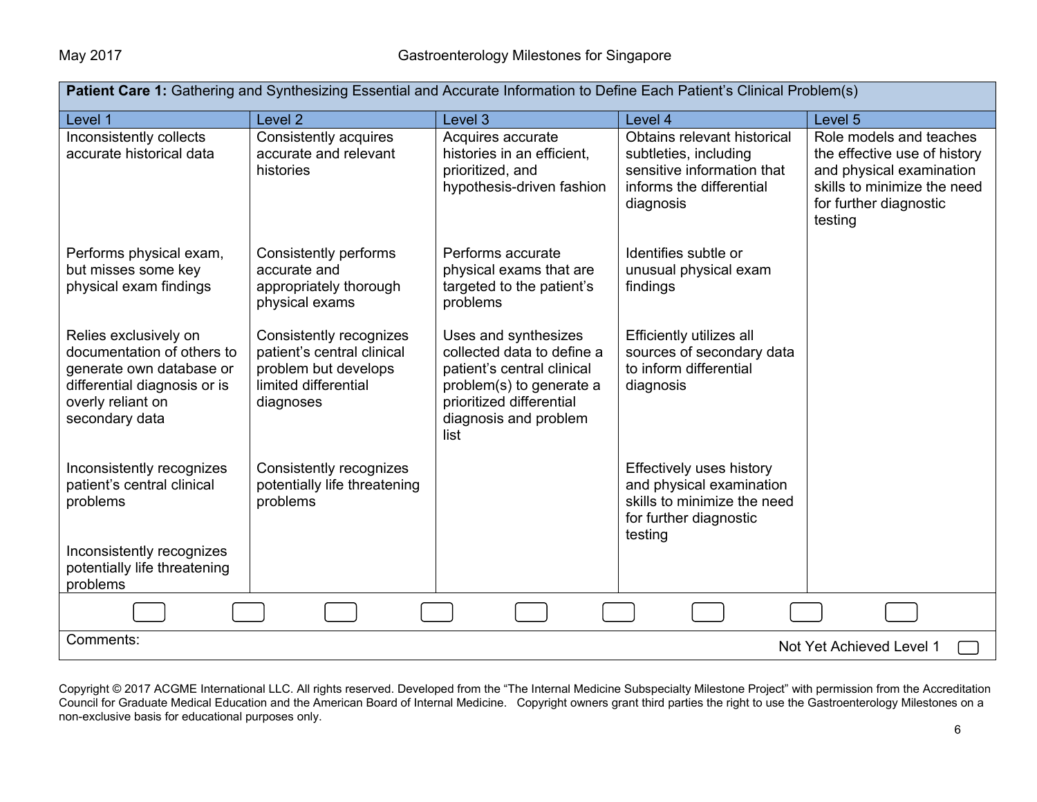**Patient Care 1:** Gathering and Synthesizing Essential and Accurate Information to Define Each Patient's Clinical Problem(s)

| Level 1 | Level 2 | Level 3 | Level 4 | Level 5 |
|---|---|---|---|---|
| Inconsistently collects accurate historical data | Consistently acquires accurate and relevant histories | Acquires accurate histories in an efficient, prioritized, and hypothesis-driven fashion | Obtains relevant historical subtleties, including sensitive information that informs the differential diagnosis | Role models and teaches the effective use of history and physical examination skills to minimize the need for further diagnostic testing |
| Performs physical exam, but misses some key physical exam findings | Consistently performs accurate and appropriately thorough physical exams | Performs accurate physical exams that are targeted to the patient's problems | Identifies subtle or unusual physical exam findings | |
| Relies exclusively on documentation of others to generate own database or differential diagnosis or is overly reliant on secondary data | Consistently recognizes patient's central clinical problem but develops limited differential diagnoses | Uses and synthesizes collected data to define a patient's central clinical problem(s) to generate a prioritized differential diagnosis and problem list | Efficiently utilizes all sources of secondary data to inform differential diagnosis | |
| Inconsistently recognizes patient's central clinical problems | Consistently recognizes potentially life threatening problems | | Effectively uses history and physical examination skills to minimize the need for further diagnostic testing | |
| Inconsistently recognizes potentially life threatening problems | | | | |

Comments:

Not Yet Achieved Level 1

Copyright © 2017 ACGME International LLC. All rights reserved. Developed from the "The Internal Medicine Subspecialty Milestone Project" with permission from the Accreditation Council for Graduate Medical Education and the American Board of Internal Medicine. Copyright owners grant third parties the right to use the Gastroenterology Milestones on a non-exclusive basis for educational purposes only.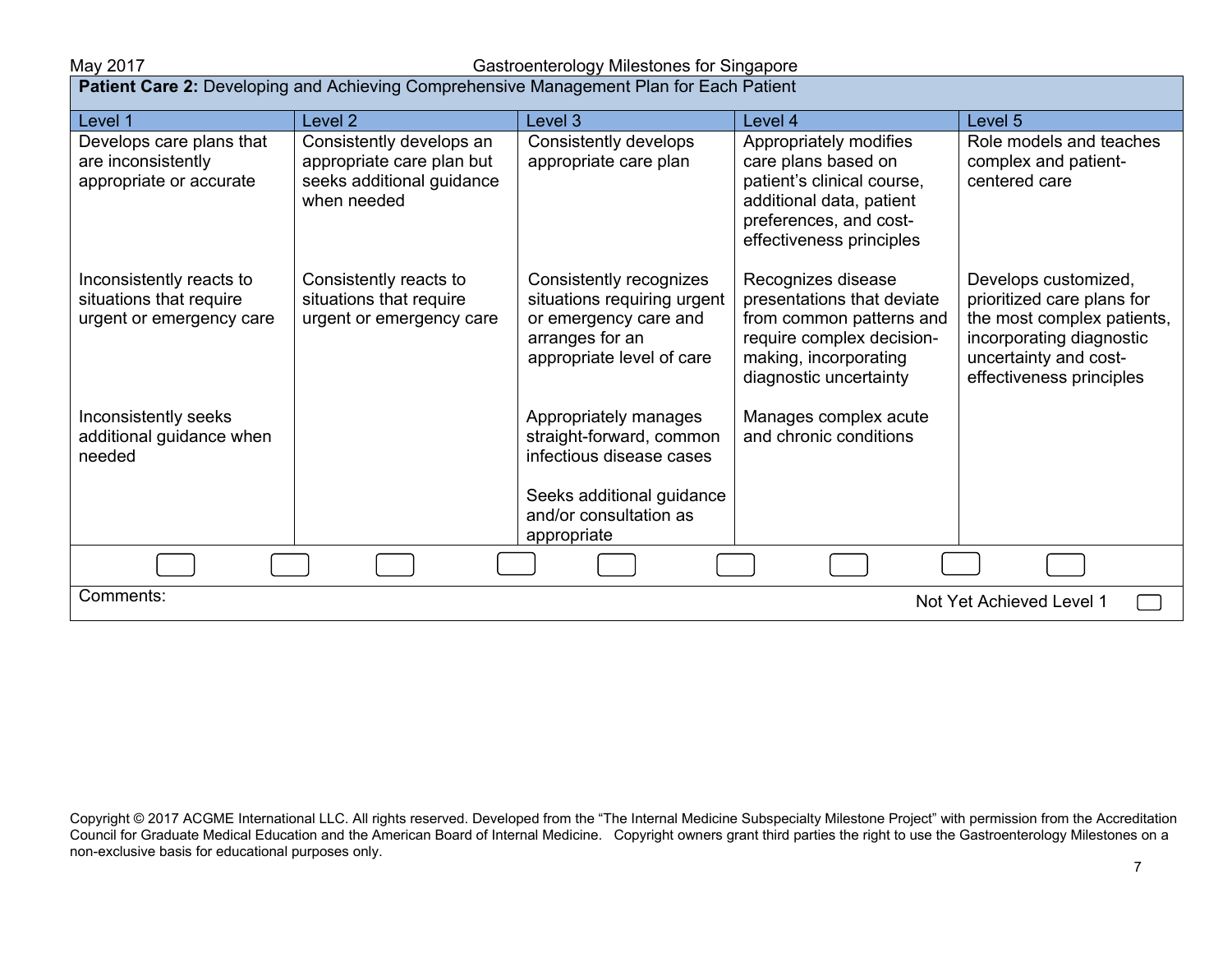**Patient Care 2:** Developing and Achieving Comprehensive Management Plan for Each Patient

| Level 1 | Level 2 | Level 3 | Level 4 | Level 5 |
|---|---|---|---|---|
| Develops care plans that are inconsistently appropriate or accurate | Consistently develops an appropriate care plan but seeks additional guidance when needed | Consistently develops appropriate care plan | Appropriately modifies care plans based on patient's clinical course, additional data, patient preferences, and cost-effectiveness principles | Role models and teaches complex and patient-centered care |
| Inconsistently reacts to situations that require urgent or emergency care | Consistently reacts to situations that require urgent or emergency care | Consistently recognizes situations requiring urgent or emergency care and arranges for an appropriate level of care | Recognizes disease presentations that deviate from common patterns and require complex decision-making, incorporating diagnostic uncertainty | Develops customized, prioritized care plans for the most complex patients, incorporating diagnostic uncertainty and cost-effectiveness principles |
| Inconsistently seeks additional guidance when needed | | Appropriately manages straight-forward, common infectious disease cases<br><br>Seeks additional guidance and/or consultation as appropriate | Manages complex acute and chronic conditions | |

Comments:

Not Yet Achieved Level 1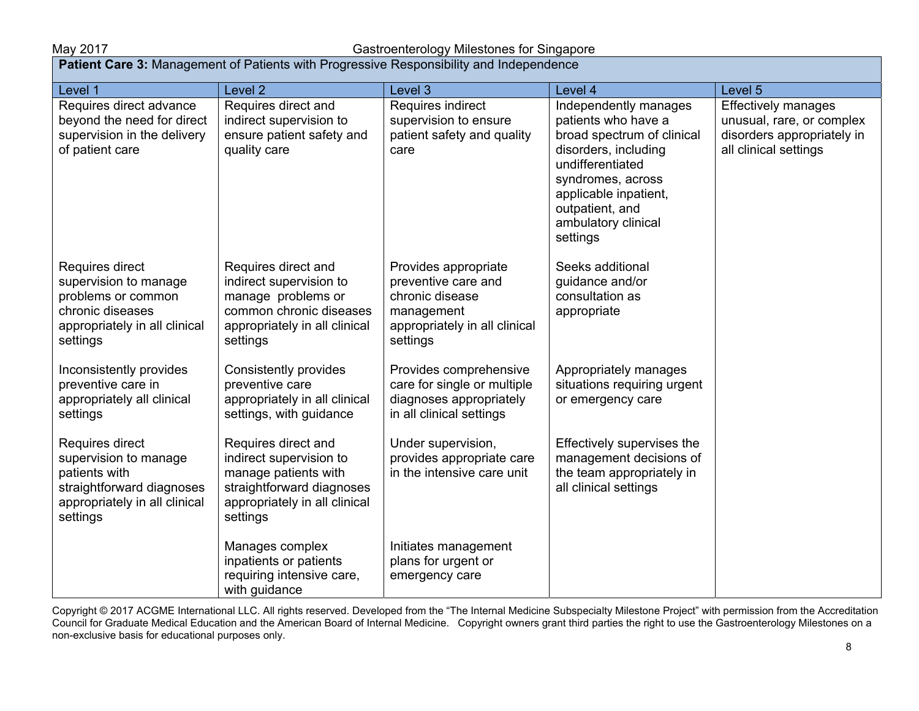| **Patient Care 3:** Management of Patients with Progressive Responsibility and Independence | | | | |
|---|---|---|---|---|
| Level 1 | Level 2 | Level 3 | Level 4 | Level 5 |
| Requires direct advance beyond the need for direct supervision in the delivery of patient care | Requires direct and indirect supervision to ensure patient safety and quality care | Requires indirect supervision to ensure patient safety and quality care | Independently manages patients who have a broad spectrum of clinical disorders, including undifferentiated syndromes, across applicable inpatient, outpatient, and ambulatory clinical settings | Effectively manages unusual, rare, or complex disorders appropriately in all clinical settings |
| Requires direct supervision to manage problems or common chronic diseases appropriately in all clinical settings | Requires direct and indirect supervision to manage problems or common chronic diseases appropriately in all clinical settings | Provides appropriate preventive care and chronic disease management appropriately in all clinical settings | Seeks additional guidance and/or consultation as appropriate | |
| Inconsistently provides preventive care in appropriately all clinical settings | Consistently provides preventive care appropriately in all clinical settings, with guidance | Provides comprehensive care for single or multiple diagnoses appropriately in all clinical settings | Appropriately manages situations requiring urgent or emergency care | |
| Requires direct supervision to manage patients with straightforward diagnoses appropriately in all clinical settings | Requires direct and indirect supervision to manage patients with straightforward diagnoses appropriately in all clinical settings | Under supervision, provides appropriate care in the intensive care unit | Effectively supervises the management decisions of the team appropriately in all clinical settings | |
| | Manages complex inpatients or patients requiring intensive care, with guidance | Initiates management plans for urgent or emergency care | | |

Copyright © 2017 ACGME International LLC. All rights reserved. Developed from the "The Internal Medicine Subspecialty Milestone Project" with permission from the Accreditation Council for Graduate Medical Education and the American Board of Internal Medicine. Copyright owners grant third parties the right to use the Gastroenterology Milestones on a non-exclusive basis for educational purposes only.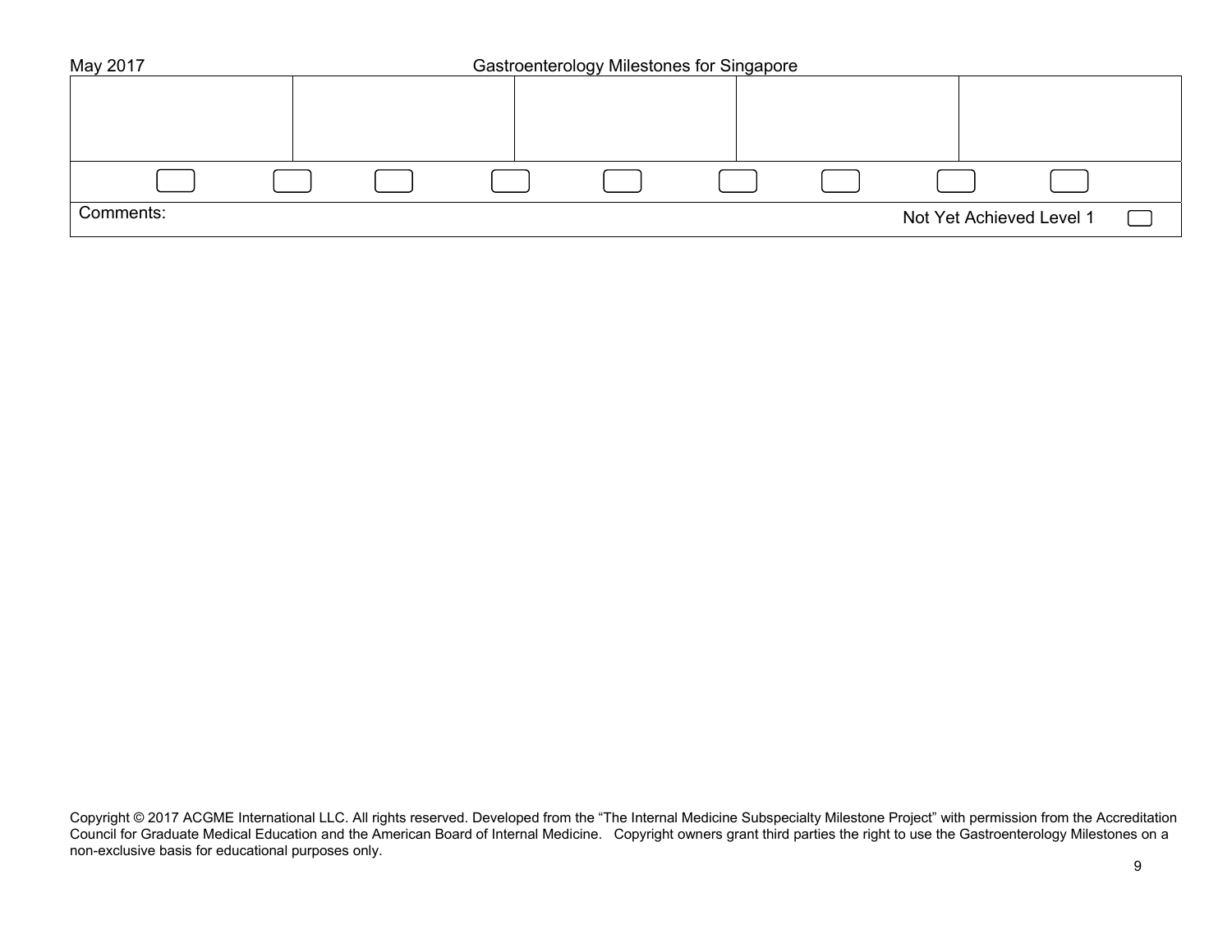| | | | | |
|---|---|---|---|---|
| | | | | |
| ☐ ☐ | ☐ ☐ | ☐ ☐ | ☐ ☐ | ☐ |

Comments: Not Yet Achieved Level 1 ☐

Copyright © 2017 ACGME International LLC. All rights reserved. Developed from the "The Internal Medicine Subspecialty Milestone Project" with permission from the Accreditation Council for Graduate Medical Education and the American Board of Internal Medicine. Copyright owners grant third parties the right to use the Gastroenterology Milestones on a non-exclusive basis for educational purposes only.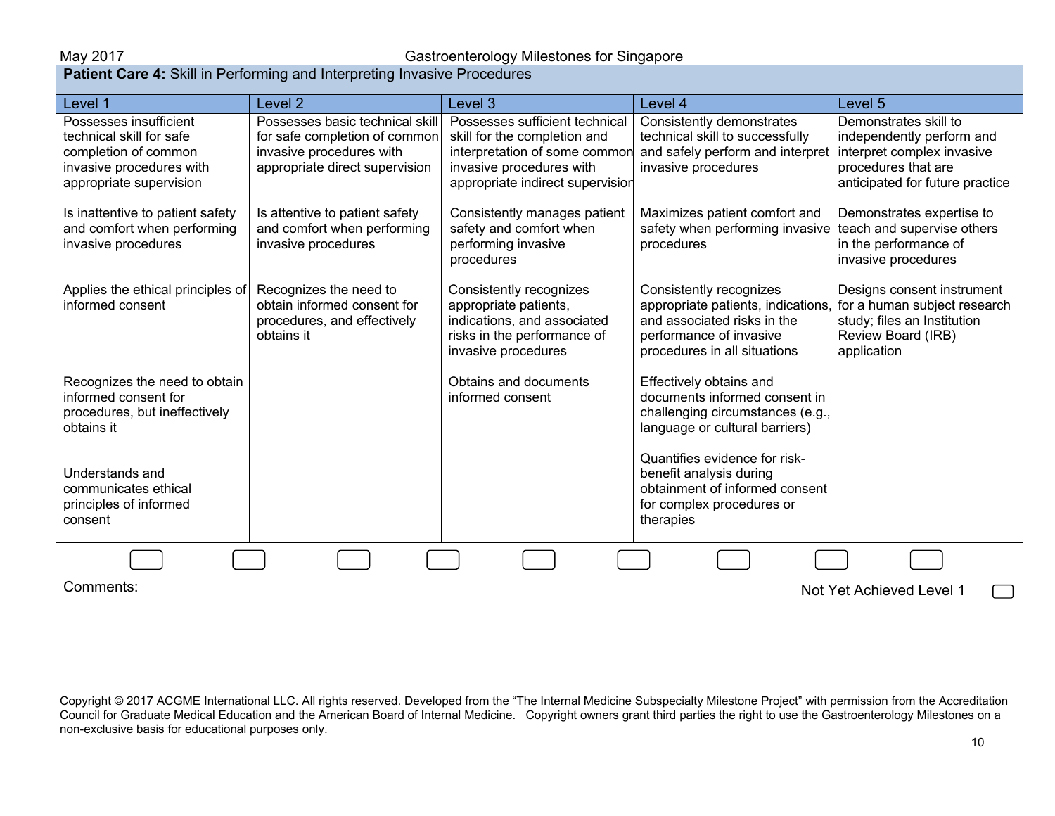| **Patient Care 4:** Skill in Performing and Interpreting Invasive Procedures | | | | |
|---|---|---|---|---|
| Level 1 | Level 2 | Level 3 | Level 4 | Level 5 |
| Possesses insufficient technical skill for safe completion of common invasive procedures with appropriate supervision<br><br>Is inattentive to patient safety and comfort when performing invasive procedures<br><br>Applies the ethical principles of informed consent<br><br>Recognizes the need to obtain informed consent for procedures, but ineffectively obtains it<br><br>Understands and communicates ethical principles of informed consent | Possesses basic technical skill for safe completion of common invasive procedures with appropriate direct supervision<br><br>Is attentive to patient safety and comfort when performing invasive procedures<br><br>Recognizes the need to obtain informed consent for procedures, and effectively obtains it | Possesses sufficient technical skill for the completion and interpretation of some common invasive procedures with appropriate indirect supervision<br><br>Consistently manages patient safety and comfort when performing invasive procedures<br><br>Consistently recognizes appropriate patients, indications, and associated risks in the performance of invasive procedures<br><br>Obtains and documents informed consent | Consistently demonstrates technical skill to successfully and safely perform and interpret invasive procedures<br><br>Maximizes patient comfort and safety when performing invasive procedures<br><br>Consistently recognizes appropriate patients, indications, and associated risks in the performance of invasive procedures in all situations<br><br>Effectively obtains and documents informed consent in challenging circumstances (e.g., language or cultural barriers)<br><br>Quantifies evidence for risk-benefit analysis during obtainment of informed consent for complex procedures or therapies | Demonstrates skill to independently perform and interpret complex invasive procedures that are anticipated for future practice<br><br>Demonstrates expertise to teach and supervise others in the performance of invasive procedures<br><br>Designs consent instrument for a human subject research study; files an Institution Review Board (IRB) application |

Comments: Not Yet Achieved Level 1

Copyright © 2017 ACGME International LLC. All rights reserved. Developed from the "The Internal Medicine Subspecialty Milestone Project" with permission from the Accreditation Council for Graduate Medical Education and the American Board of Internal Medicine. Copyright owners grant third parties the right to use the Gastroenterology Milestones on a non-exclusive basis for educational purposes only.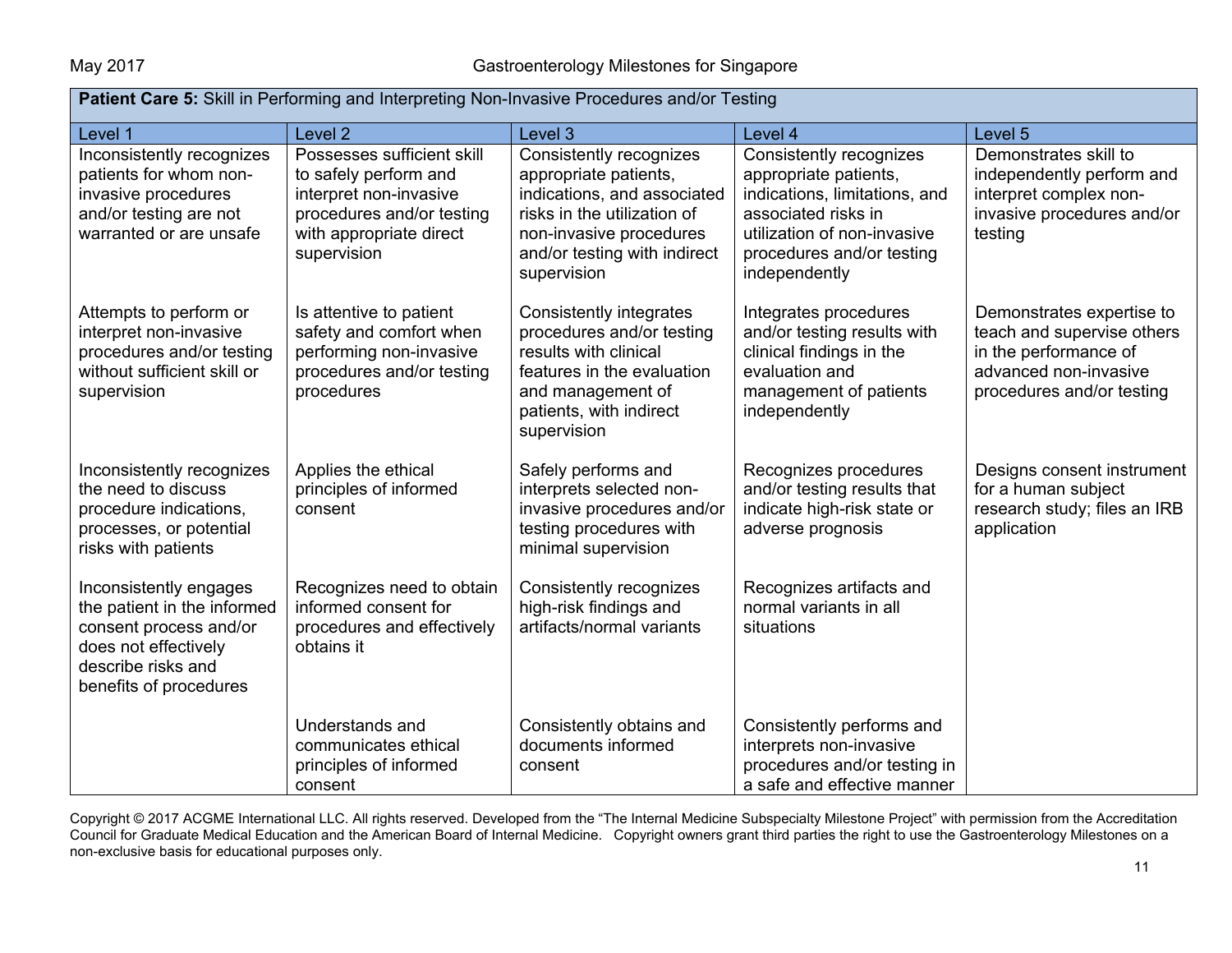| **Patient Care 5:** Skill in Performing and Interpreting Non-Invasive Procedures and/or Testing | | | | |
|---|---|---|---|---|
| Level 1 | Level 2 | Level 3 | Level 4 | Level 5 |
| Inconsistently recognizes patients for whom non-invasive procedures and/or testing are not warranted or are unsafe | Possesses sufficient skill to safely perform and interpret non-invasive procedures and/or testing with appropriate direct supervision | Consistently recognizes appropriate patients, indications, and associated risks in the utilization of non-invasive procedures and/or testing with indirect supervision | Consistently recognizes appropriate patients, indications, limitations, and associated risks in utilization of non-invasive procedures and/or testing independently | Demonstrates skill to independently perform and interpret complex non-invasive procedures and/or testing |
| Attempts to perform or interpret non-invasive procedures and/or testing without sufficient skill or supervision | Is attentive to patient safety and comfort when performing non-invasive procedures and/or testing procedures | Consistently integrates procedures and/or testing results with clinical features in the evaluation and management of patients, with indirect supervision | Integrates procedures and/or testing results with clinical findings in the evaluation and management of patients independently | Demonstrates expertise to teach and supervise others in the performance of advanced non-invasive procedures and/or testing |
| Inconsistently recognizes the need to discuss procedure indications, processes, or potential risks with patients | Applies the ethical principles of informed consent | Safely performs and interprets selected non-invasive procedures and/or testing procedures with minimal supervision | Recognizes procedures and/or testing results that indicate high-risk state or adverse prognosis | Designs consent instrument for a human subject research study; files an IRB application |
| Inconsistently engages the patient in the informed consent process and/or does not effectively describe risks and benefits of procedures | Recognizes need to obtain informed consent for procedures and effectively obtains it | Consistently recognizes high-risk findings and artifacts/normal variants | Recognizes artifacts and normal variants in all situations | |
| | Understands and communicates ethical principles of informed consent | Consistently obtains and documents informed consent | Consistently performs and interprets non-invasive procedures and/or testing in a safe and effective manner | |

Copyright © 2017 ACGME International LLC. All rights reserved. Developed from the "The Internal Medicine Subspecialty Milestone Project" with permission from the Accreditation Council for Graduate Medical Education and the American Board of Internal Medicine. Copyright owners grant third parties the right to use the Gastroenterology Milestones on a non-exclusive basis for educational purposes only.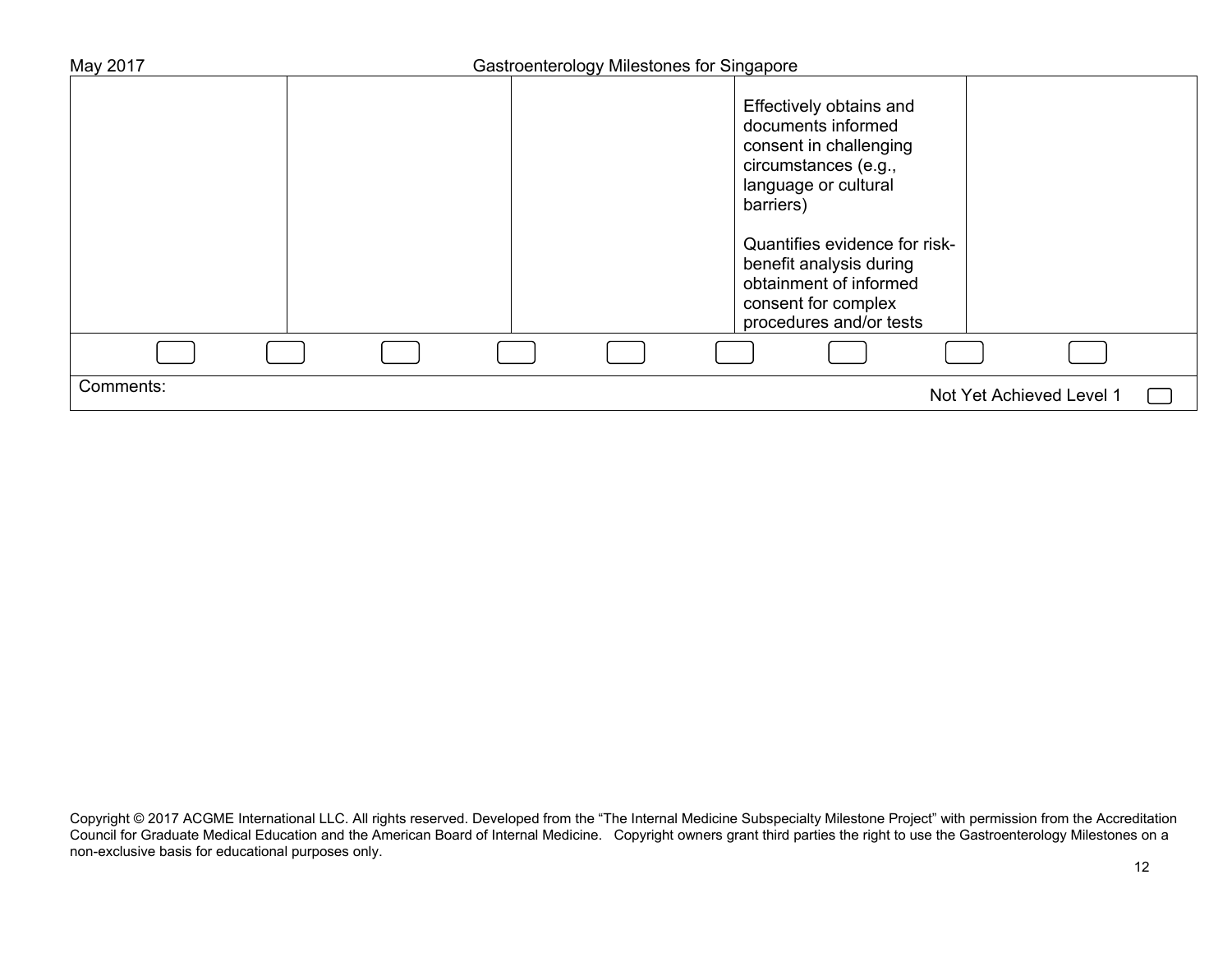| | | | | |
|---|---|---|---|---|
| | | | Effectively obtains and documents informed consent in challenging circumstances (e.g., language or cultural barriers)<br><br>Quantifies evidence for risk-benefit analysis during obtainment of informed consent for complex procedures and/or tests | |

Comments:

Not Yet Achieved Level 1

Copyright © 2017 ACGME International LLC. All rights reserved. Developed from the "The Internal Medicine Subspecialty Milestone Project" with permission from the Accreditation Council for Graduate Medical Education and the American Board of Internal Medicine. Copyright owners grant third parties the right to use the Gastroenterology Milestones on a non-exclusive basis for educational purposes only.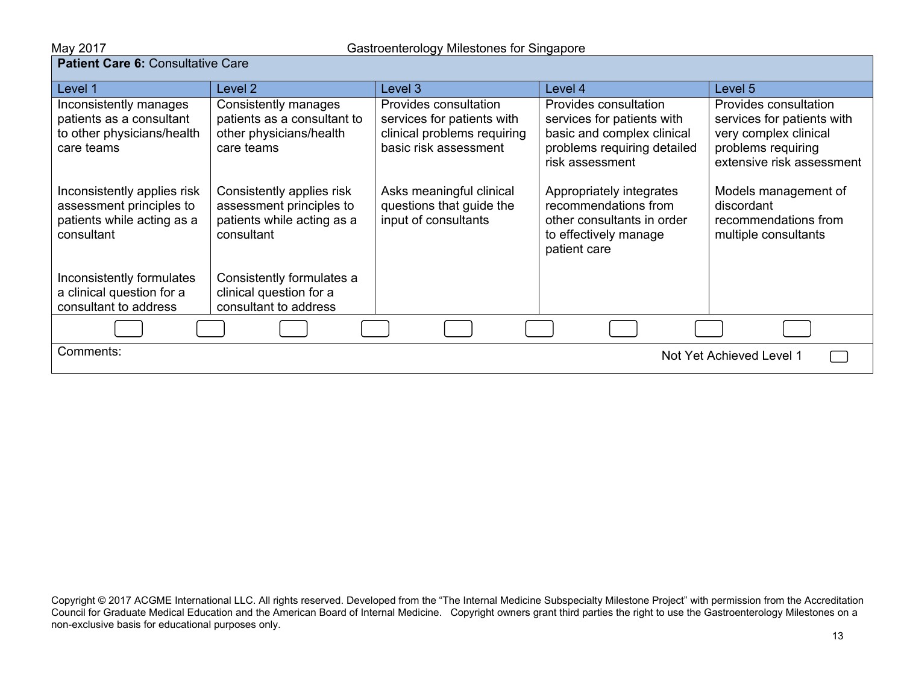**Patient Care 6:** Consultative Care

| Level 1 | Level 2 | Level 3 | Level 4 | Level 5 |
| --- | --- | --- | --- | --- |
| Inconsistently manages patients as a consultant to other physicians/health care teams | Consistently manages patients as a consultant to other physicians/health care teams | Provides consultation services for patients with clinical problems requiring basic risk assessment | Provides consultation services for patients with basic and complex clinical problems requiring detailed risk assessment | Provides consultation services for patients with very complex clinical problems requiring extensive risk assessment |
| Inconsistently applies risk assessment principles to patients while acting as a consultant | Consistently applies risk assessment principles to patients while acting as a consultant | Asks meaningful clinical questions that guide the input of consultants | Appropriately integrates recommendations from other consultants in order to effectively manage patient care | Models management of discordant recommendations from multiple consultants |
| Inconsistently formulates a clinical question for a consultant to address | Consistently formulates a clinical question for a consultant to address | | | |

Comments:

Not Yet Achieved Level 1

Copyright © 2017 ACGME International LLC. All rights reserved. Developed from the "The Internal Medicine Subspecialty Milestone Project" with permission from the Accreditation Council for Graduate Medical Education and the American Board of Internal Medicine. Copyright owners grant third parties the right to use the Gastroenterology Milestones on a non-exclusive basis for educational purposes only.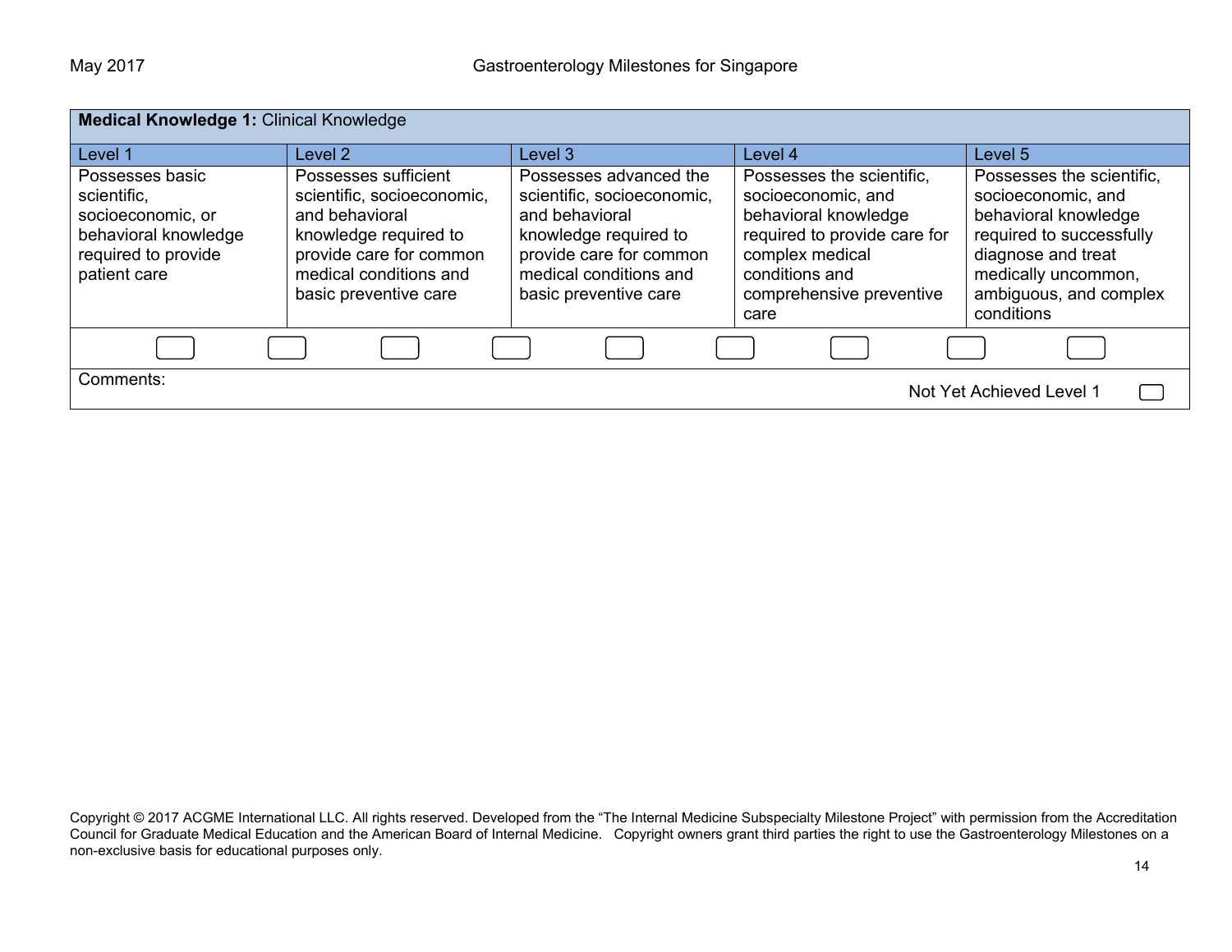| **Medical Knowledge 1:** Clinical Knowledge | | | | |
|---|---|---|---|---|
| Level 1 | Level 2 | Level 3 | Level 4 | Level 5 |
| Possesses basic scientific, socioeconomic, or behavioral knowledge required to provide patient care | Possesses sufficient scientific, socioeconomic, and behavioral knowledge required to provide care for common medical conditions and basic preventive care | Possesses advanced the scientific, socioeconomic, and behavioral knowledge required to provide care for common medical conditions and basic preventive care | Possesses the scientific, socioeconomic, and behavioral knowledge required to provide care for complex medical conditions and comprehensive preventive care | Possesses the scientific, socioeconomic, and behavioral knowledge required to successfully diagnose and treat medically uncommon, ambiguous, and complex conditions |

Comments:

Not Yet Achieved Level 1

Copyright © 2017 ACGME International LLC. All rights reserved. Developed from the "The Internal Medicine Subspecialty Milestone Project" with permission from the Accreditation Council for Graduate Medical Education and the American Board of Internal Medicine. Copyright owners grant third parties the right to use the Gastroenterology Milestones on a non-exclusive basis for educational purposes only.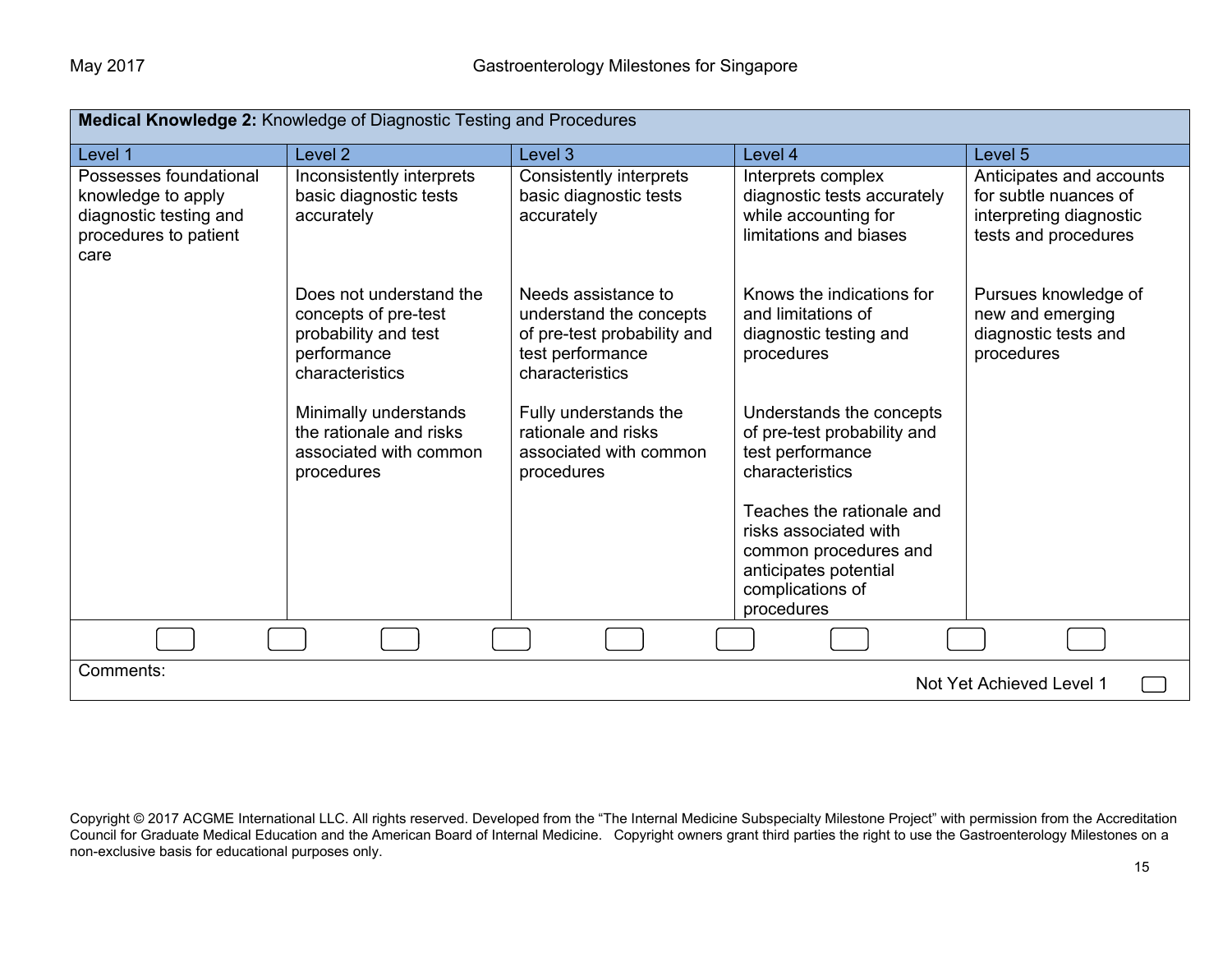| **Medical Knowledge 2:** Knowledge of Diagnostic Testing and Procedures | | | | |
|---|---|---|---|---|
| Level 1 | Level 2 | Level 3 | Level 4 | Level 5 |
| Possesses foundational knowledge to apply diagnostic testing and procedures to patient care | Inconsistently interprets basic diagnostic tests accurately<br><br>Does not understand the concepts of pre-test probability and test performance characteristics<br><br>Minimally understands the rationale and risks associated with common procedures | Consistently interprets basic diagnostic tests accurately<br><br>Needs assistance to understand the concepts of pre-test probability and test performance characteristics<br><br>Fully understands the rationale and risks associated with common procedures | Interprets complex diagnostic tests accurately while accounting for limitations and biases<br><br>Knows the indications for and limitations of diagnostic testing and procedures<br><br>Understands the concepts of pre-test probability and test performance characteristics<br><br>Teaches the rationale and risks associated with common procedures and anticipates potential complications of procedures | Anticipates and accounts for subtle nuances of interpreting diagnostic tests and procedures<br><br>Pursues knowledge of new and emerging diagnostic tests and procedures |

Comments:

Not Yet Achieved Level 1

Copyright © 2017 ACGME International LLC. All rights reserved. Developed from the "The Internal Medicine Subspecialty Milestone Project" with permission from the Accreditation Council for Graduate Medical Education and the American Board of Internal Medicine. Copyright owners grant third parties the right to use the Gastroenterology Milestones on a non-exclusive basis for educational purposes only.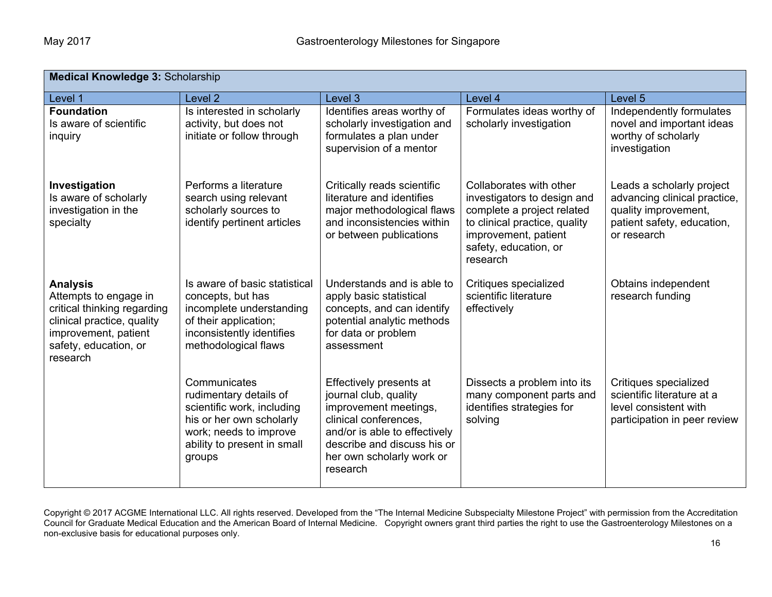| **Medical Knowledge 3:** Scholarship | | | | |
|---|---|---|---|---|
| Level 1 | Level 2 | Level 3 | Level 4 | Level 5 |
| **Foundation** Is aware of scientific inquiry | Is interested in scholarly activity, but does not initiate or follow through | Identifies areas worthy of scholarly investigation and formulates a plan under supervision of a mentor | Formulates ideas worthy of scholarly investigation | Independently formulates novel and important ideas worthy of scholarly investigation |
| **Investigation** Is aware of scholarly investigation in the specialty | Performs a literature search using relevant scholarly sources to identify pertinent articles | Critically reads scientific literature and identifies major methodological flaws and inconsistencies within or between publications | Collaborates with other investigators to design and complete a project related to clinical practice, quality improvement, patient safety, education, or research | Leads a scholarly project advancing clinical practice, quality improvement, patient safety, education, or research |
| **Analysis** Attempts to engage in critical thinking regarding clinical practice, quality improvement, patient safety, education, or research | Is aware of basic statistical concepts, but has incomplete understanding of their application; inconsistently identifies methodological flaws | Understands and is able to apply basic statistical concepts, and can identify potential analytic methods for data or problem assessment | Critiques specialized scientific literature effectively | Obtains independent research funding |
| | Communicates rudimentary details of scientific work, including his or her own scholarly work; needs to improve ability to present in small groups | Effectively presents at journal club, quality improvement meetings, clinical conferences, and/or is able to effectively describe and discuss his or her own scholarly work or research | Dissects a problem into its many component parts and identifies strategies for solving | Critiques specialized scientific literature at a level consistent with participation in peer review |

Copyright © 2017 ACGME International LLC. All rights reserved. Developed from the "The Internal Medicine Subspecialty Milestone Project" with permission from the Accreditation Council for Graduate Medical Education and the American Board of Internal Medicine. Copyright owners grant third parties the right to use the Gastroenterology Milestones on a non-exclusive basis for educational purposes only.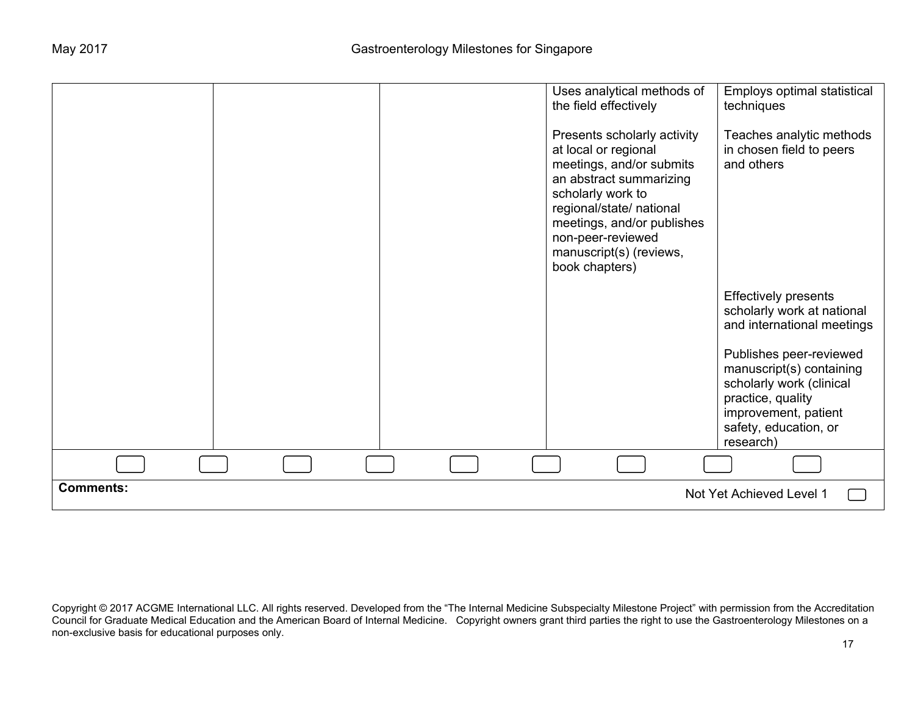| | | | | |
|---|---|---|---|---|
| | | | Uses analytical methods of the field effectively<br><br>Presents scholarly activity at local or regional meetings, and/or submits an abstract summarizing scholarly work to regional/state/ national meetings, and/or publishes non-peer-reviewed manuscript(s) (reviews, book chapters) | Employs optimal statistical techniques<br><br>Teaches analytic methods in chosen field to peers and others<br><br>Effectively presents scholarly work at national and international meetings<br><br>Publishes peer-reviewed manuscript(s) containing scholarly work (clinical practice, quality improvement, patient safety, education, or research) |

**Comments:**

Not Yet Achieved Level 1

Copyright © 2017 ACGME International LLC. All rights reserved. Developed from the "The Internal Medicine Subspecialty Milestone Project" with permission from the Accreditation Council for Graduate Medical Education and the American Board of Internal Medicine. Copyright owners grant third parties the right to use the Gastroenterology Milestones on a non-exclusive basis for educational purposes only.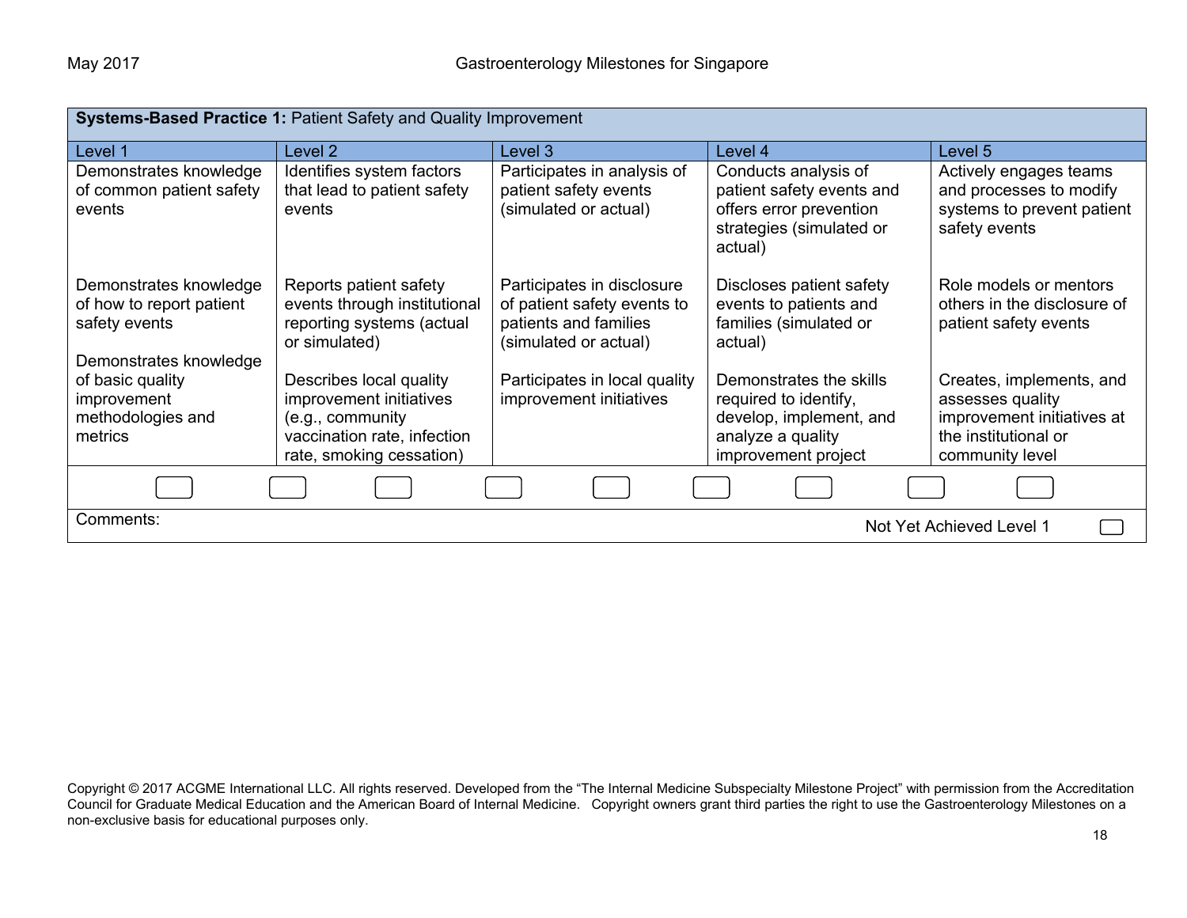| **Systems-Based Practice 1:** Patient Safety and Quality Improvement | | | | |
|---|---|---|---|---|
| Level 1 | Level 2 | Level 3 | Level 4 | Level 5 |
| Demonstrates knowledge of common patient safety events | Identifies system factors that lead to patient safety events | Participates in analysis of patient safety events (simulated or actual) | Conducts analysis of patient safety events and offers error prevention strategies (simulated or actual) | Actively engages teams and processes to modify systems to prevent patient safety events |
| Demonstrates knowledge of how to report patient safety events | Reports patient safety events through institutional reporting systems (actual or simulated) | Participates in disclosure of patient safety events to patients and families (simulated or actual) | Discloses patient safety events to patients and families (simulated or actual) | Role models or mentors others in the disclosure of patient safety events |
| Demonstrates knowledge of basic quality improvement methodologies and metrics | Describes local quality improvement initiatives (e.g., community vaccination rate, infection rate, smoking cessation) | Participates in local quality improvement initiatives | Demonstrates the skills required to identify, develop, implement, and analyze a quality improvement project | Creates, implements, and assesses quality improvement initiatives at the institutional or community level |

Comments:

Not Yet Achieved Level 1

Copyright © 2017 ACGME International LLC. All rights reserved. Developed from the "The Internal Medicine Subspecialty Milestone Project" with permission from the Accreditation Council for Graduate Medical Education and the American Board of Internal Medicine. Copyright owners grant third parties the right to use the Gastroenterology Milestones on a non-exclusive basis for educational purposes only.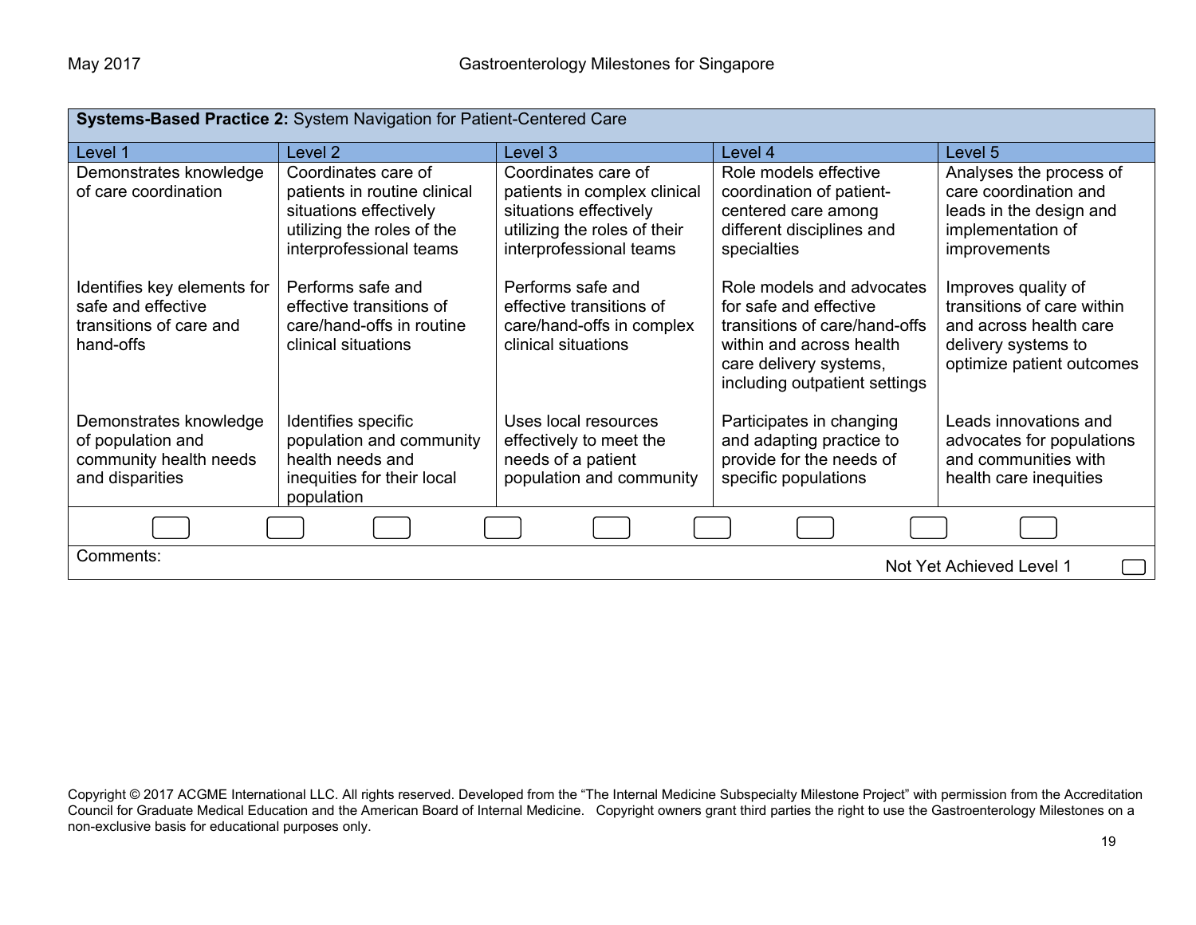| **Systems-Based Practice 2:** System Navigation for Patient-Centered Care | | | | |
|---|---|---|---|---|
| Level 1 | Level 2 | Level 3 | Level 4 | Level 5 |
| Demonstrates knowledge of care coordination | Coordinates care of patients in routine clinical situations effectively utilizing the roles of the interprofessional teams | Coordinates care of patients in complex clinical situations effectively utilizing the roles of their interprofessional teams | Role models effective coordination of patient-centered care among different disciplines and specialties | Analyses the process of care coordination and leads in the design and implementation of improvements |
| Identifies key elements for safe and effective transitions of care and hand-offs | Performs safe and effective transitions of care/hand-offs in routine clinical situations | Performs safe and effective transitions of care/hand-offs in complex clinical situations | Role models and advocates for safe and effective transitions of care/hand-offs within and across health care delivery systems, including outpatient settings | Improves quality of transitions of care within and across health care delivery systems to optimize patient outcomes |
| Demonstrates knowledge of population and community health needs and disparities | Identifies specific population and community health needs and inequities for their local population | Uses local resources effectively to meet the needs of a patient population and community | Participates in changing and adapting practice to provide for the needs of specific populations | Leads innovations and advocates for populations and communities with health care inequities |

Comments:

Not Yet Achieved Level 1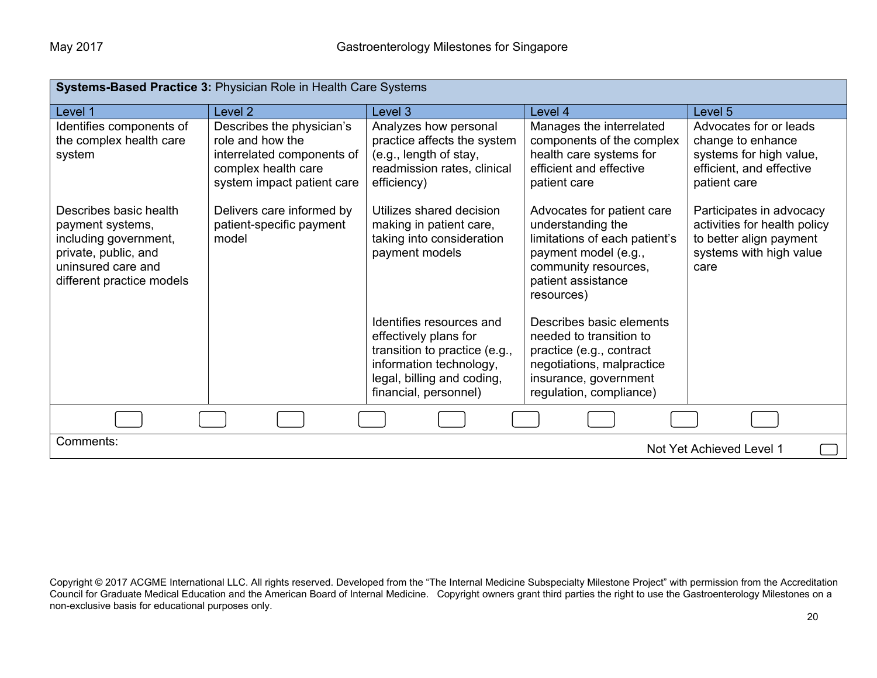| **Systems-Based Practice 3:** Physician Role in Health Care Systems | | | | |
|---|---|---|---|---|
| Level 1 | Level 2 | Level 3 | Level 4 | Level 5 |
| Identifies components of the complex health care system | Describes the physician's role and how the interrelated components of complex health care system impact patient care | Analyzes how personal practice affects the system (e.g., length of stay, readmission rates, clinical efficiency) | Manages the interrelated components of the complex health care systems for efficient and effective patient care | Advocates for or leads change to enhance systems for high value, efficient, and effective patient care |
| Describes basic health payment systems, including government, private, public, and uninsured care and different practice models | Delivers care informed by patient-specific payment model | Utilizes shared decision making in patient care, taking into consideration payment models | Advocates for patient care understanding the limitations of each patient's payment model (e.g., community resources, patient assistance resources) | Participates in advocacy activities for health policy to better align payment systems with high value care |
| | | Identifies resources and effectively plans for transition to practice (e.g., information technology, legal, billing and coding, financial, personnel) | Describes basic elements needed to transition to practice (e.g., contract negotiations, malpractice insurance, government regulation, compliance) | |

Comments:

Not Yet Achieved Level 1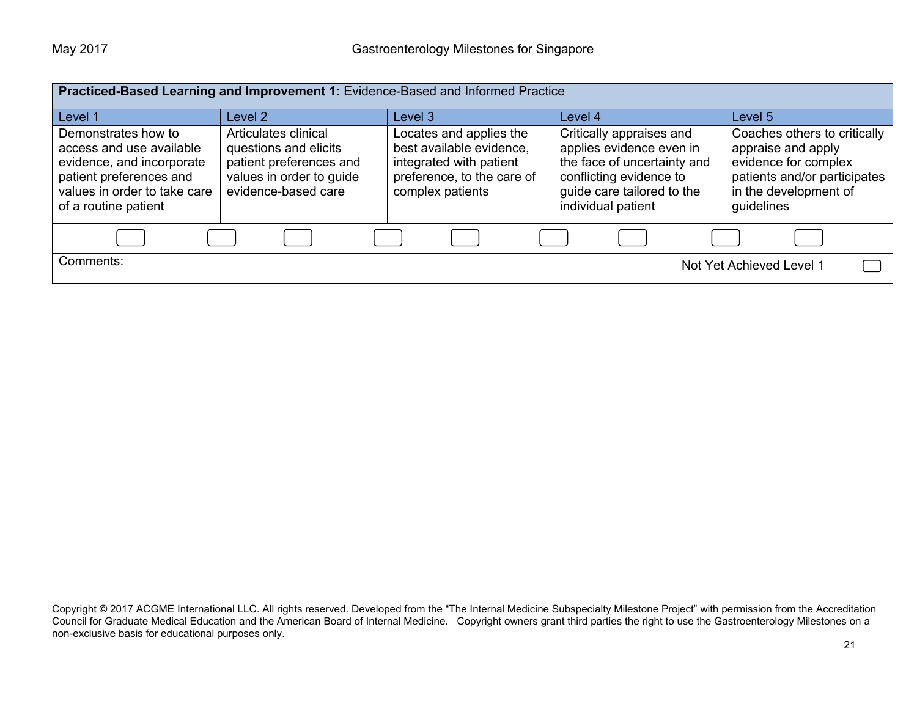| **Practiced-Based Learning and Improvement 1:** Evidence-Based and Informed Practice | | | | |
|---|---|---|---|---|
| Level 1 | Level 2 | Level 3 | Level 4 | Level 5 |
| Demonstrates how to access and use available evidence, and incorporate patient preferences and values in order to take care of a routine patient | Articulates clinical questions and elicits patient preferences and values in order to guide evidence-based care | Locates and applies the best available evidence, integrated with patient preference, to the care of complex patients | Critically appraises and applies evidence even in the face of uncertainty and conflicting evidence to guide care tailored to the individual patient | Coaches others to critically appraise and apply evidence for complex patients and/or participates in the development of guidelines |

Comments:

Not Yet Achieved Level 1

Copyright © 2017 ACGME International LLC. All rights reserved. Developed from the "The Internal Medicine Subspecialty Milestone Project" with permission from the Accreditation Council for Graduate Medical Education and the American Board of Internal Medicine. Copyright owners grant third parties the right to use the Gastroenterology Milestones on a non-exclusive basis for educational purposes only.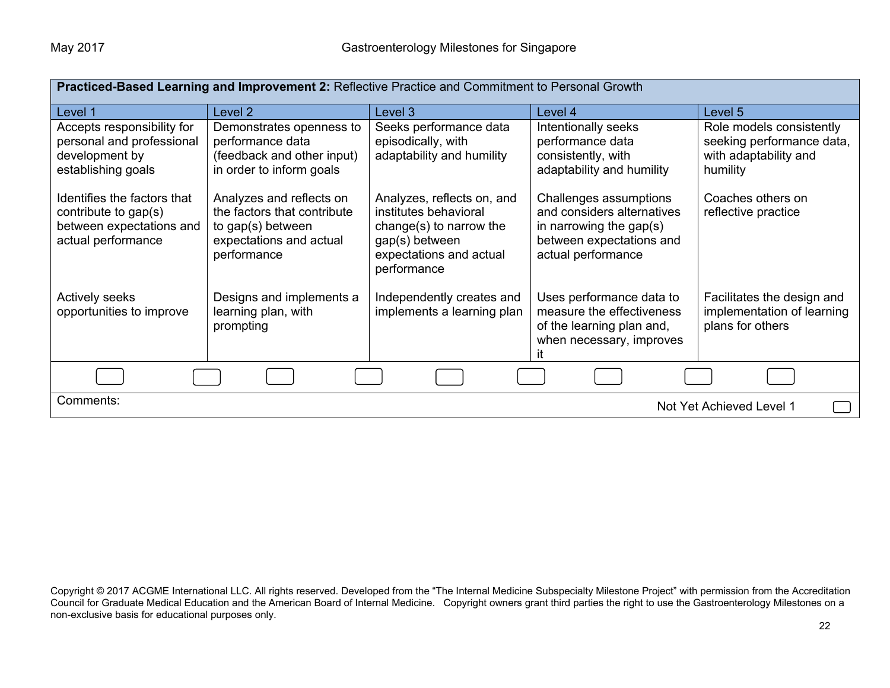| **Practiced-Based Learning and Improvement 2:** Reflective Practice and Commitment to Personal Growth | | | | |
|---|---|---|---|---|
| Level 1 | Level 2 | Level 3 | Level 4 | Level 5 |
| Accepts responsibility for personal and professional development by establishing goals | Demonstrates openness to performance data (feedback and other input) in order to inform goals | Seeks performance data episodically, with adaptability and humility | Intentionally seeks performance data consistently, with adaptability and humility | Role models consistently seeking performance data, with adaptability and humility |
| Identifies the factors that contribute to gap(s) between expectations and actual performance | Analyzes and reflects on the factors that contribute to gap(s) between expectations and actual performance | Analyzes, reflects on, and institutes behavioral change(s) to narrow the gap(s) between expectations and actual performance | Challenges assumptions and considers alternatives in narrowing the gap(s) between expectations and actual performance | Coaches others on reflective practice |
| Actively seeks opportunities to improve | Designs and implements a learning plan, with prompting | Independently creates and implements a learning plan | Uses performance data to measure the effectiveness of the learning plan and, when necessary, improves it | Facilitates the design and implementation of learning plans for others |

Comments:

Not Yet Achieved Level 1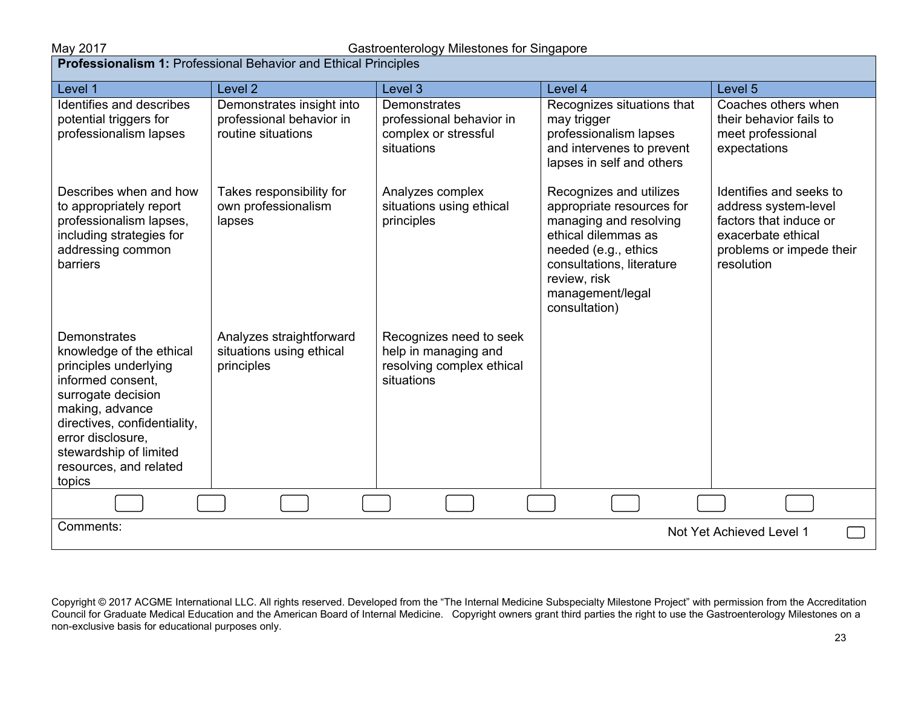**Professionalism 1:** Professional Behavior and Ethical Principles

| Level 1 | Level 2 | Level 3 | Level 4 | Level 5 |
|---|---|---|---|---|
| Identifies and describes potential triggers for professionalism lapses | Demonstrates insight into professional behavior in routine situations | Demonstrates professional behavior in complex or stressful situations | Recognizes situations that may trigger professionalism lapses and intervenes to prevent lapses in self and others | Coaches others when their behavior fails to meet professional expectations |
| Describes when and how to appropriately report professionalism lapses, including strategies for addressing common barriers | Takes responsibility for own professionalism lapses | Analyzes complex situations using ethical principles | Recognizes and utilizes appropriate resources for managing and resolving ethical dilemmas as needed (e.g., ethics consultations, literature review, risk management/legal consultation) | Identifies and seeks to address system-level factors that induce or exacerbate ethical problems or impede their resolution |
| Demonstrates knowledge of the ethical principles underlying informed consent, surrogate decision making, advance directives, confidentiality, error disclosure, stewardship of limited resources, and related topics | Analyzes straightforward situations using ethical principles | Recognizes need to seek help in managing and resolving complex ethical situations | | |

Comments:

Not Yet Achieved Level 1

Copyright © 2017 ACGME International LLC. All rights reserved. Developed from the "The Internal Medicine Subspecialty Milestone Project" with permission from the Accreditation Council for Graduate Medical Education and the American Board of Internal Medicine. Copyright owners grant third parties the right to use the Gastroenterology Milestones on a non-exclusive basis for educational purposes only.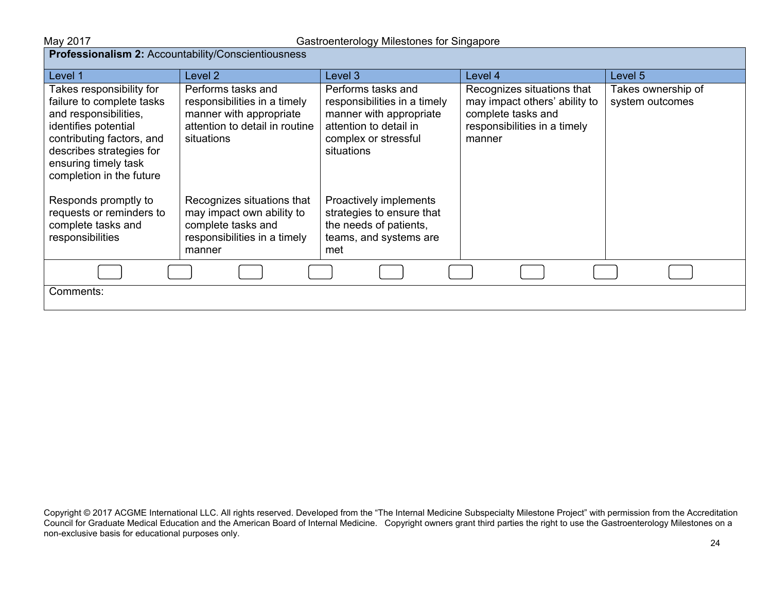**Professionalism 2:** Accountability/Conscientiousness

| Level 1 | Level 2 | Level 3 | Level 4 | Level 5 |
|---|---|---|---|---|
| Takes responsibility for failure to complete tasks and responsibilities, identifies potential contributing factors, and describes strategies for ensuring timely task completion in the future | Performs tasks and responsibilities in a timely manner with appropriate attention to detail in routine situations | Performs tasks and responsibilities in a timely manner with appropriate attention to detail in complex or stressful situations | Recognizes situations that may impact others' ability to complete tasks and responsibilities in a timely manner | Takes ownership of system outcomes |
| Responds promptly to requests or reminders to complete tasks and responsibilities | Recognizes situations that may impact own ability to complete tasks and responsibilities in a timely manner | Proactively implements strategies to ensure that the needs of patients, teams, and systems are met | | |

Comments:

Copyright © 2017 ACGME International LLC. All rights reserved. Developed from the "The Internal Medicine Subspecialty Milestone Project" with permission from the Accreditation Council for Graduate Medical Education and the American Board of Internal Medicine. Copyright owners grant third parties the right to use the Gastroenterology Milestones on a non-exclusive basis for educational purposes only.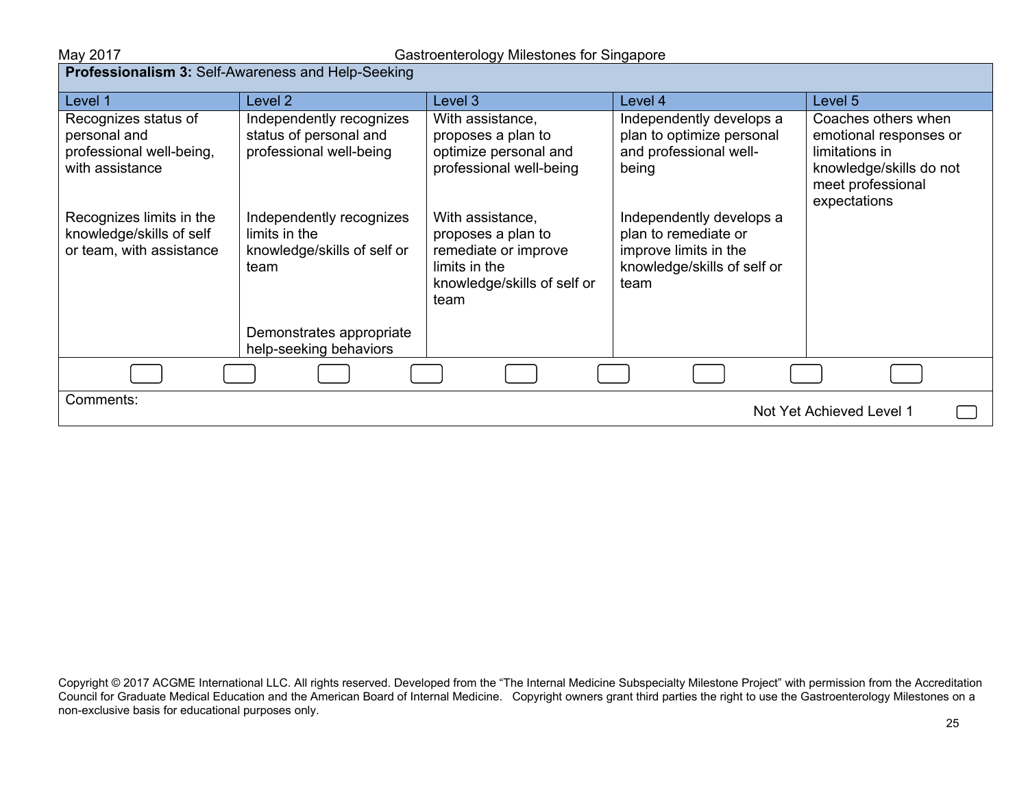**Professionalism 3:** Self-Awareness and Help-Seeking

| Level 1 | Level 2 | Level 3 | Level 4 | Level 5 |
|---|---|---|---|---|
| Recognizes status of personal and professional well-being, with assistance | Independently recognizes status of personal and professional well-being | With assistance, proposes a plan to optimize personal and professional well-being | Independently develops a plan to optimize personal and professional well-being | Coaches others when emotional responses or limitations in knowledge/skills do not meet professional expectations |
| Recognizes limits in the knowledge/skills of self or team, with assistance | Independently recognizes limits in the knowledge/skills of self or team | With assistance, proposes a plan to remediate or improve limits in the knowledge/skills of self or team | Independently develops a plan to remediate or improve limits in the knowledge/skills of self or team | |
| | Demonstrates appropriate help-seeking behaviors | | | |

Comments:

Not Yet Achieved Level 1

Copyright © 2017 ACGME International LLC. All rights reserved. Developed from the "The Internal Medicine Subspecialty Milestone Project" with permission from the Accreditation Council for Graduate Medical Education and the American Board of Internal Medicine. Copyright owners grant third parties the right to use the Gastroenterology Milestones on a non-exclusive basis for educational purposes only.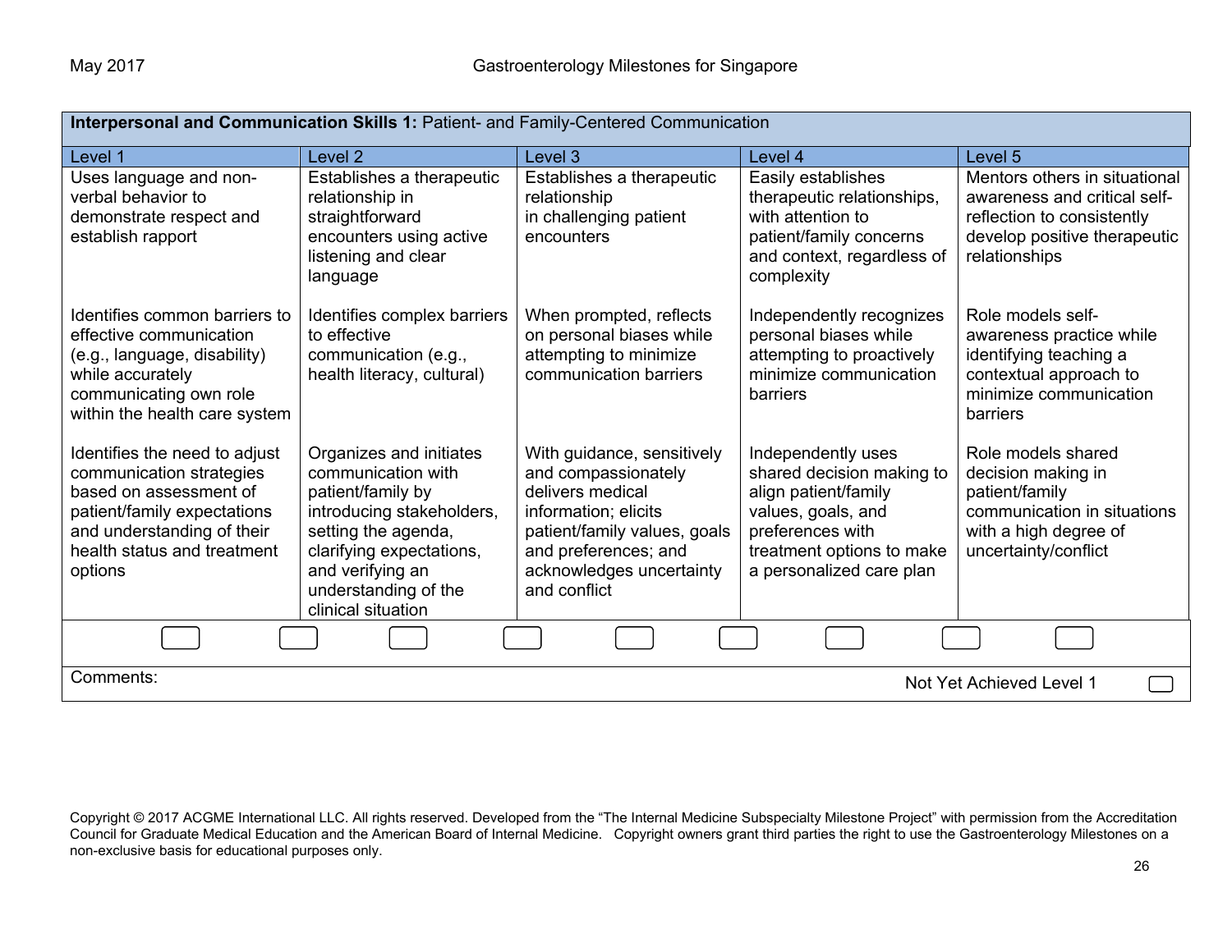| **Interpersonal and Communication Skills 1:** Patient- and Family-Centered Communication | | | | |
|---|---|---|---|---|
| Level 1 | Level 2 | Level 3 | Level 4 | Level 5 |
| Uses language and non-verbal behavior to demonstrate respect and establish rapport | Establishes a therapeutic relationship in straightforward encounters using active listening and clear language | Establishes a therapeutic relationship in challenging patient encounters | Easily establishes therapeutic relationships, with attention to patient/family concerns and context, regardless of complexity | Mentors others in situational awareness and critical self-reflection to consistently develop positive therapeutic relationships |
| Identifies common barriers to effective communication (e.g., language, disability) while accurately communicating own role within the health care system | Identifies complex barriers to effective communication (e.g., health literacy, cultural) | When prompted, reflects on personal biases while attempting to minimize communication barriers | Independently recognizes personal biases while attempting to proactively minimize communication barriers | Role models self-awareness practice while identifying teaching a contextual approach to minimize communication barriers |
| Identifies the need to adjust communication strategies based on assessment of patient/family expectations and understanding of their health status and treatment options | Organizes and initiates communication with patient/family by introducing stakeholders, setting the agenda, clarifying expectations, and verifying an understanding of the clinical situation | With guidance, sensitively and compassionately delivers medical information; elicits patient/family values, goals and preferences; and acknowledges uncertainty and conflict | Independently uses shared decision making to align patient/family values, goals, and preferences with treatment options to make a personalized care plan | Role models shared decision making in patient/family communication in situations with a high degree of uncertainty/conflict |

Comments:

Not Yet Achieved Level 1

Copyright © 2017 ACGME International LLC. All rights reserved. Developed from the "The Internal Medicine Subspecialty Milestone Project" with permission from the Accreditation Council for Graduate Medical Education and the American Board of Internal Medicine. Copyright owners grant third parties the right to use the Gastroenterology Milestones on a non-exclusive basis for educational purposes only.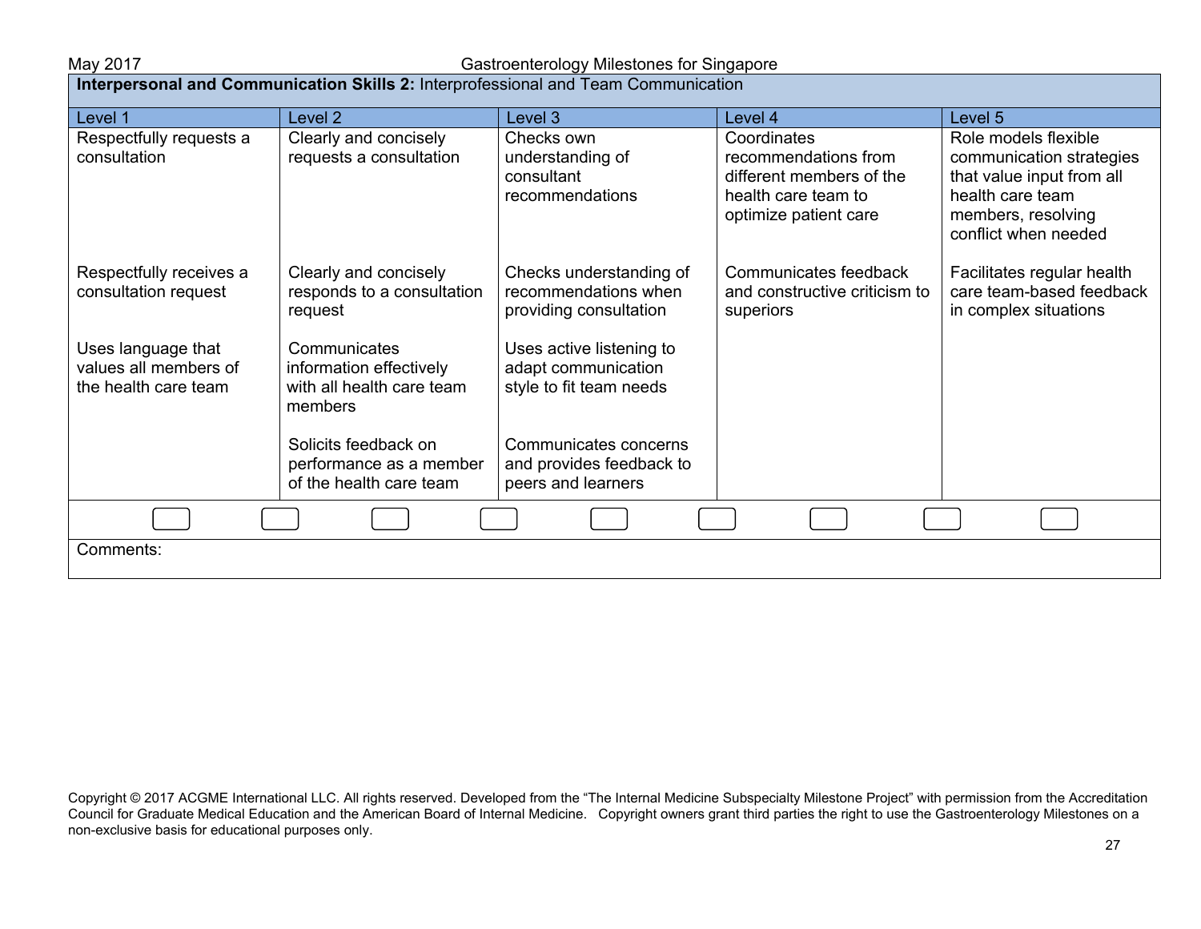**Interpersonal and Communication Skills 2:** Interprofessional and Team Communication

| Level 1 | Level 2 | Level 3 | Level 4 | Level 5 |
|---|---|---|---|---|
| Respectfully requests a consultation | Clearly and concisely requests a consultation | Checks own understanding of consultant recommendations | Coordinates recommendations from different members of the health care team to optimize patient care | Role models flexible communication strategies that value input from all health care team members, resolving conflict when needed |
| Respectfully receives a consultation request | Clearly and concisely responds to a consultation request | Checks understanding of recommendations when providing consultation | Communicates feedback and constructive criticism to superiors | Facilitates regular health care team-based feedback in complex situations |
| Uses language that values all members of the health care team | Communicates information effectively with all health care team members | Uses active listening to adapt communication style to fit team needs | | |
| | Solicits feedback on performance as a member of the health care team | Communicates concerns and provides feedback to peers and learners | | |

Comments:

Copyright © 2017 ACGME International LLC. All rights reserved. Developed from the "The Internal Medicine Subspecialty Milestone Project" with permission from the Accreditation Council for Graduate Medical Education and the American Board of Internal Medicine. Copyright owners grant third parties the right to use the Gastroenterology Milestones on a non-exclusive basis for educational purposes only.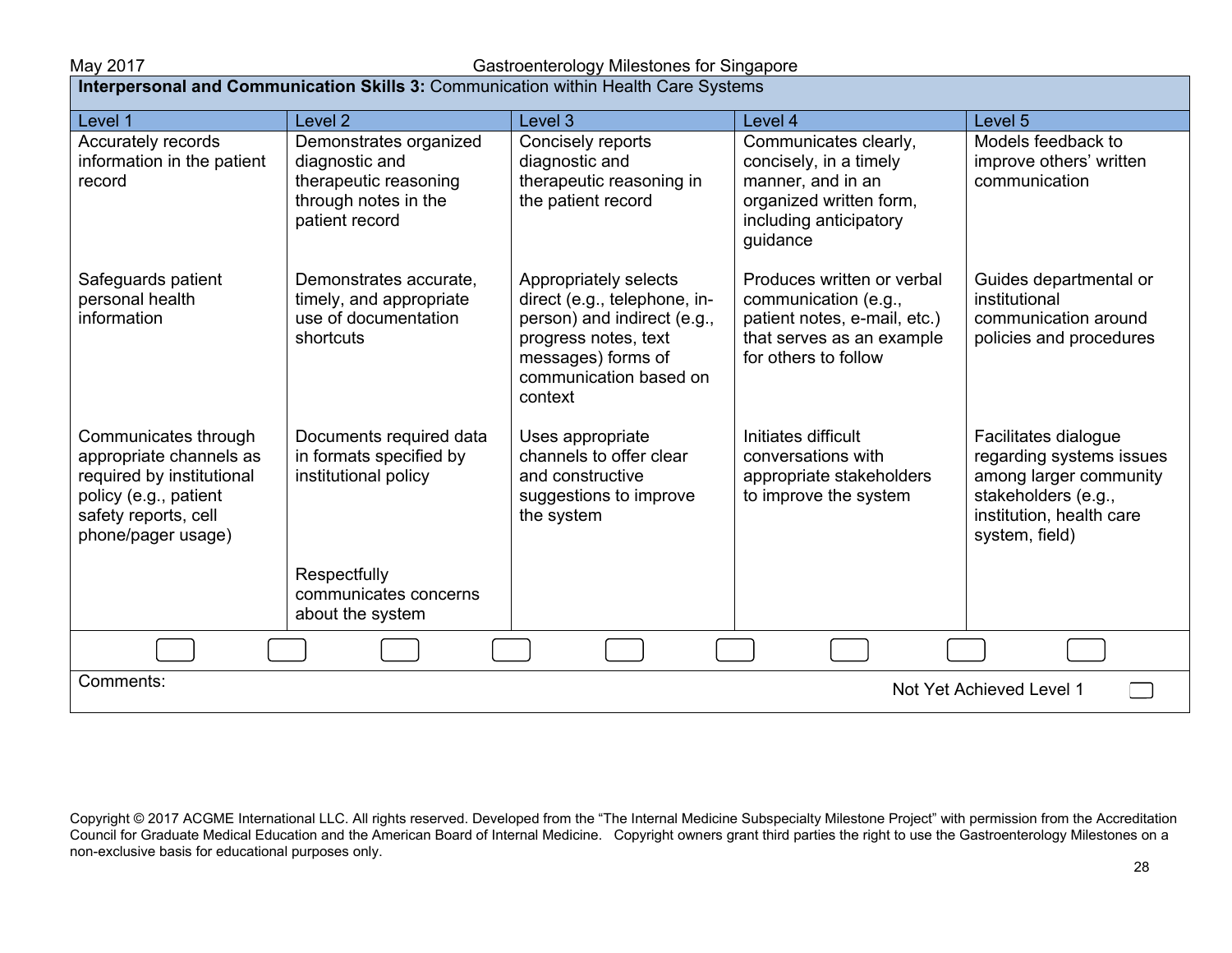**Interpersonal and Communication Skills 3:** Communication within Health Care Systems

| Level 1 | Level 2 | Level 3 | Level 4 | Level 5 |
|---|---|---|---|---|
| Accurately records information in the patient record | Demonstrates organized diagnostic and therapeutic reasoning through notes in the patient record | Concisely reports diagnostic and therapeutic reasoning in the patient record | Communicates clearly, concisely, in a timely manner, and in an organized written form, including anticipatory guidance | Models feedback to improve others' written communication |
| Safeguards patient personal health information | Demonstrates accurate, timely, and appropriate use of documentation shortcuts | Appropriately selects direct (e.g., telephone, in-person) and indirect (e.g., progress notes, text messages) forms of communication based on context | Produces written or verbal communication (e.g., patient notes, e-mail, etc.) that serves as an example for others to follow | Guides departmental or institutional communication around policies and procedures |
| Communicates through appropriate channels as required by institutional policy (e.g., patient safety reports, cell phone/pager usage) | Documents required data in formats specified by institutional policy | Uses appropriate channels to offer clear and constructive suggestions to improve the system | Initiates difficult conversations with appropriate stakeholders to improve the system | Facilitates dialogue regarding systems issues among larger community stakeholders (e.g., institution, health care system, field) |
| | Respectfully communicates concerns about the system | | | |

Comments:

Not Yet Achieved Level 1

Copyright © 2017 ACGME International LLC. All rights reserved. Developed from the "The Internal Medicine Subspecialty Milestone Project" with permission from the Accreditation Council for Graduate Medical Education and the American Board of Internal Medicine. Copyright owners grant third parties the right to use the Gastroenterology Milestones on a non-exclusive basis for educational purposes only.